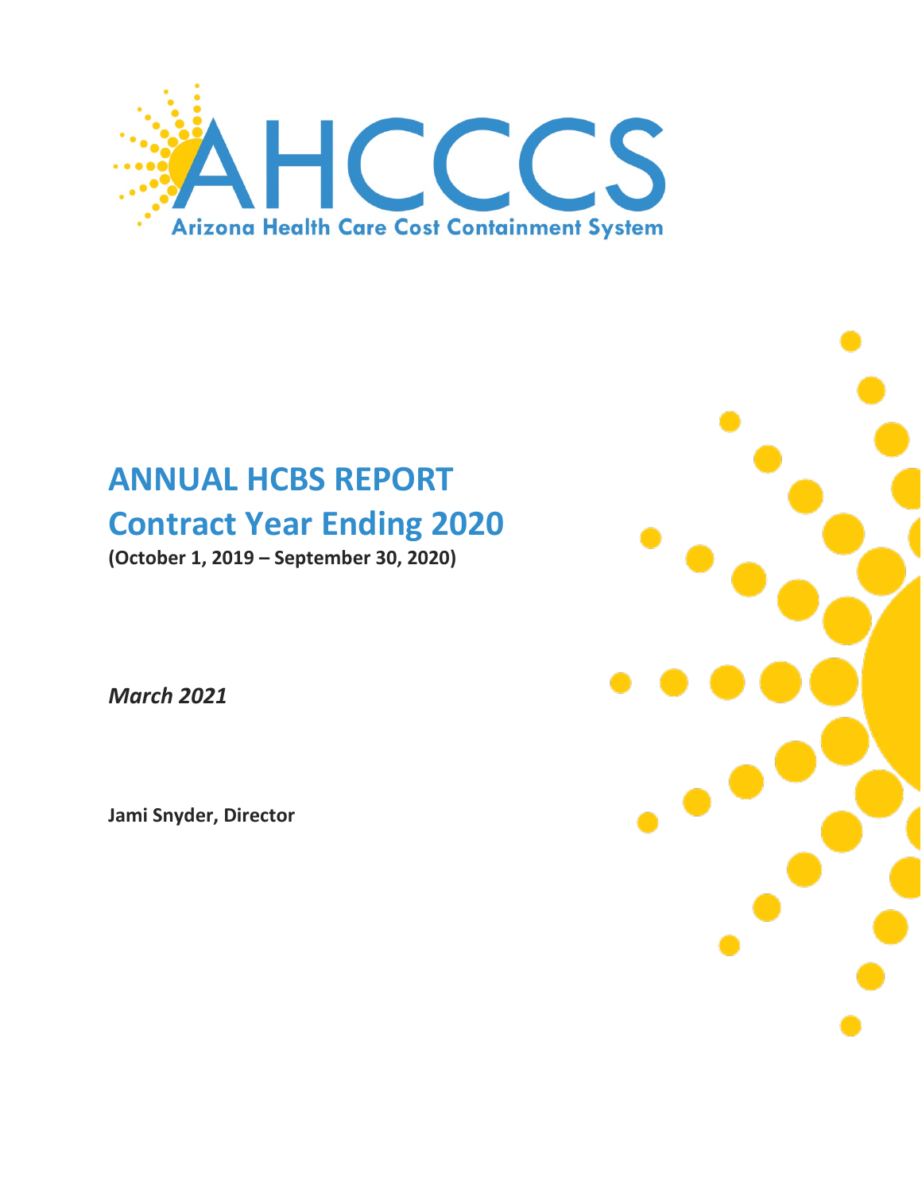AHCCCS

Arizona Health Care Cost Containment System

# ANNUAL HCBS REPORT
# Contract Year Ending 2020

**(October 1, 2019 – September 30, 2020)**

***March 2021***

**Jami Snyder, Director**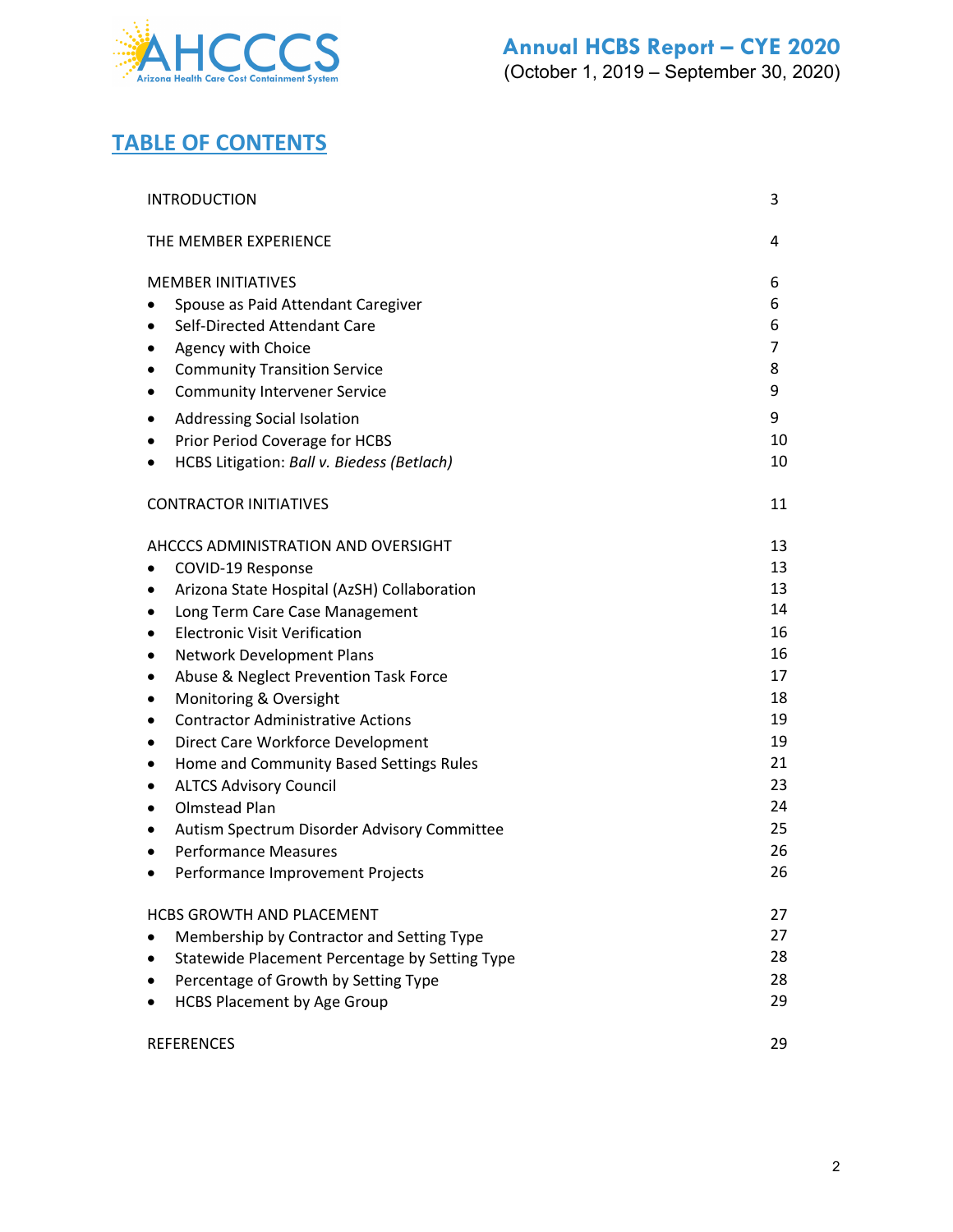## TABLE OF CONTENTS

| | |
|---|---|
| INTRODUCTION | 3 |
| THE MEMBER EXPERIENCE | 4 |
| MEMBER INITIATIVES | 6 |
| • Spouse as Paid Attendant Caregiver | 6 |
| • Self-Directed Attendant Care | 6 |
| • Agency with Choice | 7 |
| • Community Transition Service | 8 |
| • Community Intervener Service | 9 |
| • Addressing Social Isolation | 9 |
| • Prior Period Coverage for HCBS | 10 |
| • HCBS Litigation: *Ball v. Biedess (Betlach)* | 10 |
| CONTRACTOR INITIATIVES | 11 |
| AHCCCS ADMINISTRATION AND OVERSIGHT | 13 |
| • COVID-19 Response | 13 |
| • Arizona State Hospital (AzSH) Collaboration | 13 |
| • Long Term Care Case Management | 14 |
| • Electronic Visit Verification | 16 |
| • Network Development Plans | 16 |
| • Abuse & Neglect Prevention Task Force | 17 |
| • Monitoring & Oversight | 18 |
| • Contractor Administrative Actions | 19 |
| • Direct Care Workforce Development | 19 |
| • Home and Community Based Settings Rules | 21 |
| • ALTCS Advisory Council | 23 |
| • Olmstead Plan | 24 |
| • Autism Spectrum Disorder Advisory Committee | 25 |
| • Performance Measures | 26 |
| • Performance Improvement Projects | 26 |
| HCBS GROWTH AND PLACEMENT | 27 |
| • Membership by Contractor and Setting Type | 27 |
| • Statewide Placement Percentage by Setting Type | 28 |
| • Percentage of Growth by Setting Type | 28 |
| • HCBS Placement by Age Group | 29 |
| REFERENCES | 29 |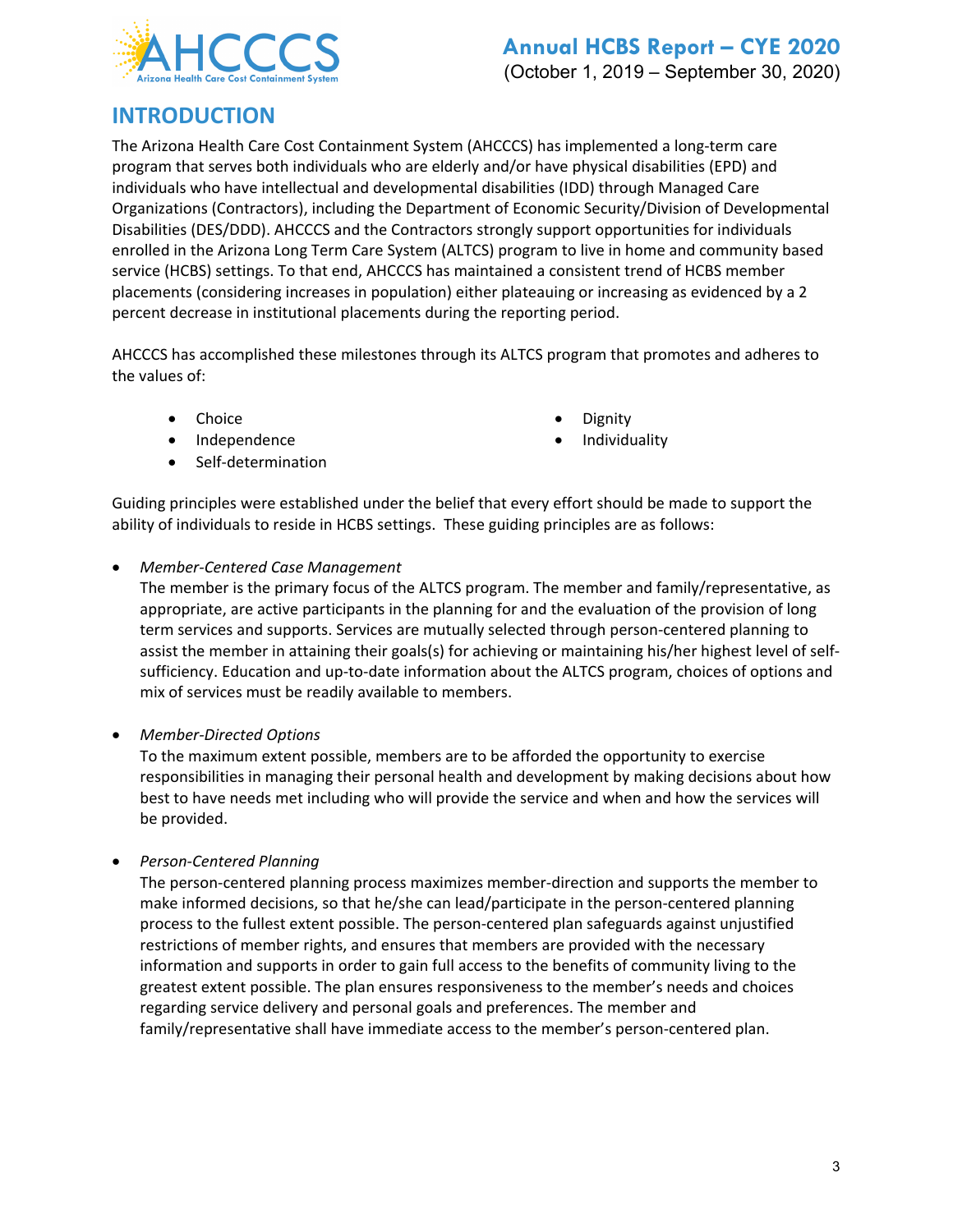## INTRODUCTION

The Arizona Health Care Cost Containment System (AHCCCS) has implemented a long-term care program that serves both individuals who are elderly and/or have physical disabilities (EPD) and individuals who have intellectual and developmental disabilities (IDD) through Managed Care Organizations (Contractors), including the Department of Economic Security/Division of Developmental Disabilities (DES/DDD). AHCCCS and the Contractors strongly support opportunities for individuals enrolled in the Arizona Long Term Care System (ALTCS) program to live in home and community based service (HCBS) settings. To that end, AHCCCS has maintained a consistent trend of HCBS member placements (considering increases in population) either plateauing or increasing as evidenced by a 2 percent decrease in institutional placements during the reporting period.

AHCCCS has accomplished these milestones through its ALTCS program that promotes and adheres to the values of:

- Choice
- Independence
- Self-determination
- Dignity
- Individuality

Guiding principles were established under the belief that every effort should be made to support the ability of individuals to reside in HCBS settings. These guiding principles are as follows:

- *Member-Centered Case Management*
  The member is the primary focus of the ALTCS program. The member and family/representative, as appropriate, are active participants in the planning for and the evaluation of the provision of long term services and supports. Services are mutually selected through person-centered planning to assist the member in attaining their goals(s) for achieving or maintaining his/her highest level of self-sufficiency. Education and up-to-date information about the ALTCS program, choices of options and mix of services must be readily available to members.

- *Member-Directed Options*
  To the maximum extent possible, members are to be afforded the opportunity to exercise responsibilities in managing their personal health and development by making decisions about how best to have needs met including who will provide the service and when and how the services will be provided.

- *Person-Centered Planning*
  The person-centered planning process maximizes member-direction and supports the member to make informed decisions, so that he/she can lead/participate in the person-centered planning process to the fullest extent possible. The person-centered plan safeguards against unjustified restrictions of member rights, and ensures that members are provided with the necessary information and supports in order to gain full access to the benefits of community living to the greatest extent possible. The plan ensures responsiveness to the member's needs and choices regarding service delivery and personal goals and preferences. The member and family/representative shall have immediate access to the member's person-centered plan.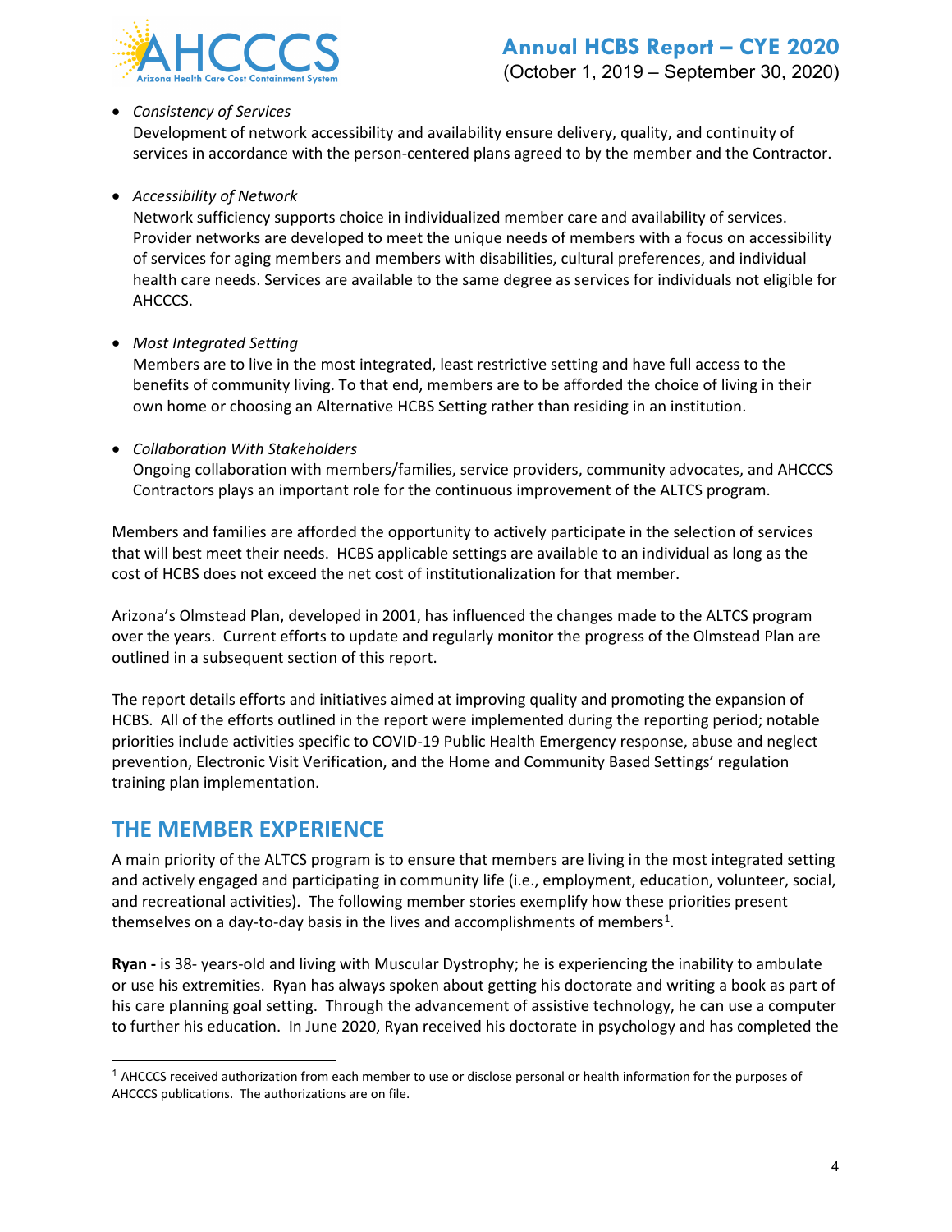- *Consistency of Services*
  Development of network accessibility and availability ensure delivery, quality, and continuity of services in accordance with the person-centered plans agreed to by the member and the Contractor.

- *Accessibility of Network*
  Network sufficiency supports choice in individualized member care and availability of services. Provider networks are developed to meet the unique needs of members with a focus on accessibility of services for aging members and members with disabilities, cultural preferences, and individual health care needs. Services are available to the same degree as services for individuals not eligible for AHCCCS.

- *Most Integrated Setting*
  Members are to live in the most integrated, least restrictive setting and have full access to the benefits of community living. To that end, members are to be afforded the choice of living in their own home or choosing an Alternative HCBS Setting rather than residing in an institution.

- *Collaboration With Stakeholders*
  Ongoing collaboration with members/families, service providers, community advocates, and AHCCCS Contractors plays an important role for the continuous improvement of the ALTCS program.

Members and families are afforded the opportunity to actively participate in the selection of services that will best meet their needs. HCBS applicable settings are available to an individual as long as the cost of HCBS does not exceed the net cost of institutionalization for that member.

Arizona's Olmstead Plan, developed in 2001, has influenced the changes made to the ALTCS program over the years. Current efforts to update and regularly monitor the progress of the Olmstead Plan are outlined in a subsequent section of this report.

The report details efforts and initiatives aimed at improving quality and promoting the expansion of HCBS. All of the efforts outlined in the report were implemented during the reporting period; notable priorities include activities specific to COVID-19 Public Health Emergency response, abuse and neglect prevention, Electronic Visit Verification, and the Home and Community Based Settings' regulation training plan implementation.

## THE MEMBER EXPERIENCE

A main priority of the ALTCS program is to ensure that members are living in the most integrated setting and actively engaged and participating in community life (i.e., employment, education, volunteer, social, and recreational activities). The following member stories exemplify how these priorities present themselves on a day-to-day basis in the lives and accomplishments of members[1].

**Ryan -** is 38- years-old and living with Muscular Dystrophy; he is experiencing the inability to ambulate or use his extremities. Ryan has always spoken about getting his doctorate and writing a book as part of his care planning goal setting. Through the advancement of assistive technology, he can use a computer to further his education. In June 2020, Ryan received his doctorate in psychology and has completed the

[1] AHCCCS received authorization from each member to use or disclose personal or health information for the purposes of AHCCCS publications. The authorizations are on file.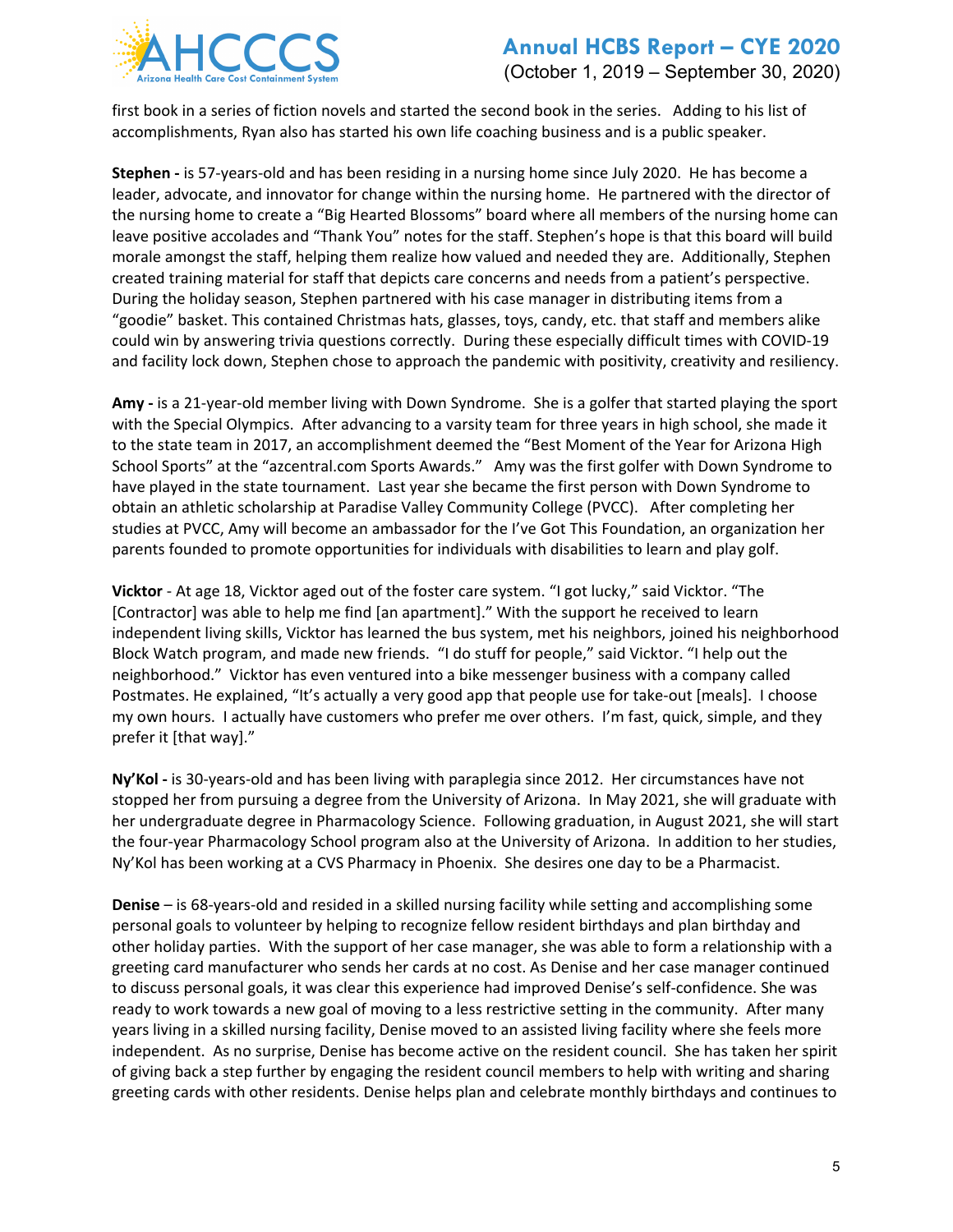first book in a series of fiction novels and started the second book in the series. Adding to his list of accomplishments, Ryan also has started his own life coaching business and is a public speaker.

**Stephen -** is 57-years-old and has been residing in a nursing home since July 2020. He has become a leader, advocate, and innovator for change within the nursing home. He partnered with the director of the nursing home to create a "Big Hearted Blossoms" board where all members of the nursing home can leave positive accolades and "Thank You" notes for the staff. Stephen's hope is that this board will build morale amongst the staff, helping them realize how valued and needed they are. Additionally, Stephen created training material for staff that depicts care concerns and needs from a patient's perspective. During the holiday season, Stephen partnered with his case manager in distributing items from a "goodie" basket. This contained Christmas hats, glasses, toys, candy, etc. that staff and members alike could win by answering trivia questions correctly. During these especially difficult times with COVID-19 and facility lock down, Stephen chose to approach the pandemic with positivity, creativity and resiliency.

**Amy -** is a 21-year-old member living with Down Syndrome. She is a golfer that started playing the sport with the Special Olympics. After advancing to a varsity team for three years in high school, she made it to the state team in 2017, an accomplishment deemed the "Best Moment of the Year for Arizona High School Sports" at the "azcentral.com Sports Awards." Amy was the first golfer with Down Syndrome to have played in the state tournament. Last year she became the first person with Down Syndrome to obtain an athletic scholarship at Paradise Valley Community College (PVCC). After completing her studies at PVCC, Amy will become an ambassador for the I've Got This Foundation, an organization her parents founded to promote opportunities for individuals with disabilities to learn and play golf.

**Vicktor** - At age 18, Vicktor aged out of the foster care system. "I got lucky," said Vicktor. "The [Contractor] was able to help me find [an apartment]." With the support he received to learn independent living skills, Vicktor has learned the bus system, met his neighbors, joined his neighborhood Block Watch program, and made new friends. "I do stuff for people," said Vicktor. "I help out the neighborhood." Vicktor has even ventured into a bike messenger business with a company called Postmates. He explained, "It's actually a very good app that people use for take-out [meals]. I choose my own hours. I actually have customers who prefer me over others. I'm fast, quick, simple, and they prefer it [that way]."

**Ny'Kol -** is 30-years-old and has been living with paraplegia since 2012. Her circumstances have not stopped her from pursuing a degree from the University of Arizona. In May 2021, she will graduate with her undergraduate degree in Pharmacology Science. Following graduation, in August 2021, she will start the four-year Pharmacology School program also at the University of Arizona. In addition to her studies, Ny'Kol has been working at a CVS Pharmacy in Phoenix. She desires one day to be a Pharmacist.

**Denise** – is 68-years-old and resided in a skilled nursing facility while setting and accomplishing some personal goals to volunteer by helping to recognize fellow resident birthdays and plan birthday and other holiday parties. With the support of her case manager, she was able to form a relationship with a greeting card manufacturer who sends her cards at no cost. As Denise and her case manager continued to discuss personal goals, it was clear this experience had improved Denise's self-confidence. She was ready to work towards a new goal of moving to a less restrictive setting in the community. After many years living in a skilled nursing facility, Denise moved to an assisted living facility where she feels more independent. As no surprise, Denise has become active on the resident council. She has taken her spirit of giving back a step further by engaging the resident council members to help with writing and sharing greeting cards with other residents. Denise helps plan and celebrate monthly birthdays and continues to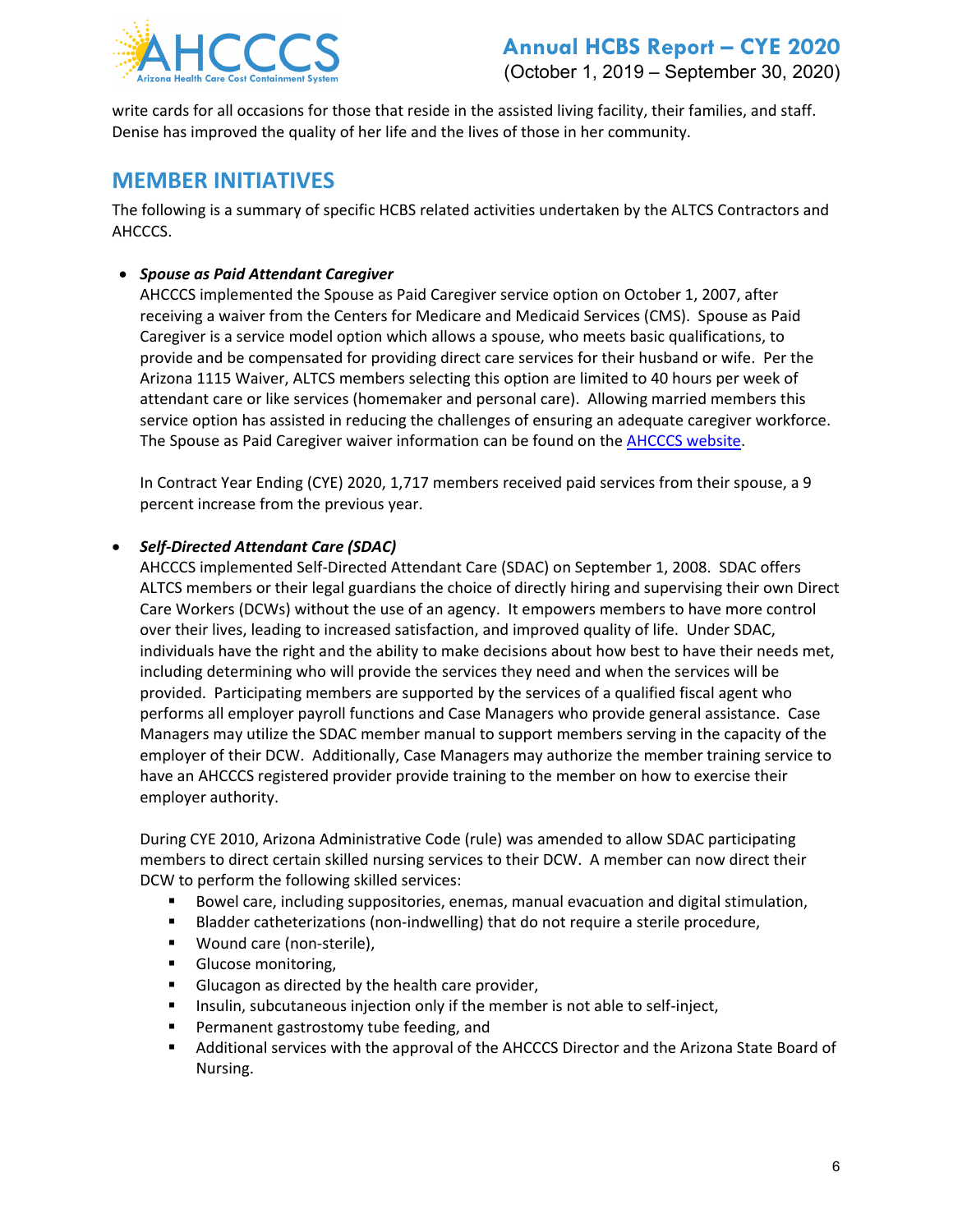write cards for all occasions for those that reside in the assisted living facility, their families, and staff. Denise has improved the quality of her life and the lives of those in her community.

## MEMBER INITIATIVES

The following is a summary of specific HCBS related activities undertaken by the ALTCS Contractors and AHCCCS.

- ***Spouse as Paid Attendant Caregiver***

  AHCCCS implemented the Spouse as Paid Caregiver service option on October 1, 2007, after receiving a waiver from the Centers for Medicare and Medicaid Services (CMS). Spouse as Paid Caregiver is a service model option which allows a spouse, who meets basic qualifications, to provide and be compensated for providing direct care services for their husband or wife. Per the Arizona 1115 Waiver, ALTCS members selecting this option are limited to 40 hours per week of attendant care or like services (homemaker and personal care). Allowing married members this service option has assisted in reducing the challenges of ensuring an adequate caregiver workforce. The Spouse as Paid Caregiver waiver information can be found on the AHCCCS website.

  In Contract Year Ending (CYE) 2020, 1,717 members received paid services from their spouse, a 9 percent increase from the previous year.

- ***Self-Directed Attendant Care (SDAC)***

  AHCCCS implemented Self-Directed Attendant Care (SDAC) on September 1, 2008. SDAC offers ALTCS members or their legal guardians the choice of directly hiring and supervising their own Direct Care Workers (DCWs) without the use of an agency. It empowers members to have more control over their lives, leading to increased satisfaction, and improved quality of life. Under SDAC, individuals have the right and the ability to make decisions about how best to have their needs met, including determining who will provide the services they need and when the services will be provided. Participating members are supported by the services of a qualified fiscal agent who performs all employer payroll functions and Case Managers who provide general assistance. Case Managers may utilize the SDAC member manual to support members serving in the capacity of the employer of their DCW. Additionally, Case Managers may authorize the member training service to have an AHCCCS registered provider provide training to the member on how to exercise their employer authority.

  During CYE 2010, Arizona Administrative Code (rule) was amended to allow SDAC participating members to direct certain skilled nursing services to their DCW. A member can now direct their DCW to perform the following skilled services:

  - Bowel care, including suppositories, enemas, manual evacuation and digital stimulation,
  - Bladder catheterizations (non-indwelling) that do not require a sterile procedure,
  - Wound care (non-sterile),
  - Glucose monitoring,
  - Glucagon as directed by the health care provider,
  - Insulin, subcutaneous injection only if the member is not able to self-inject,
  - Permanent gastrostomy tube feeding, and
  - Additional services with the approval of the AHCCCS Director and the Arizona State Board of Nursing.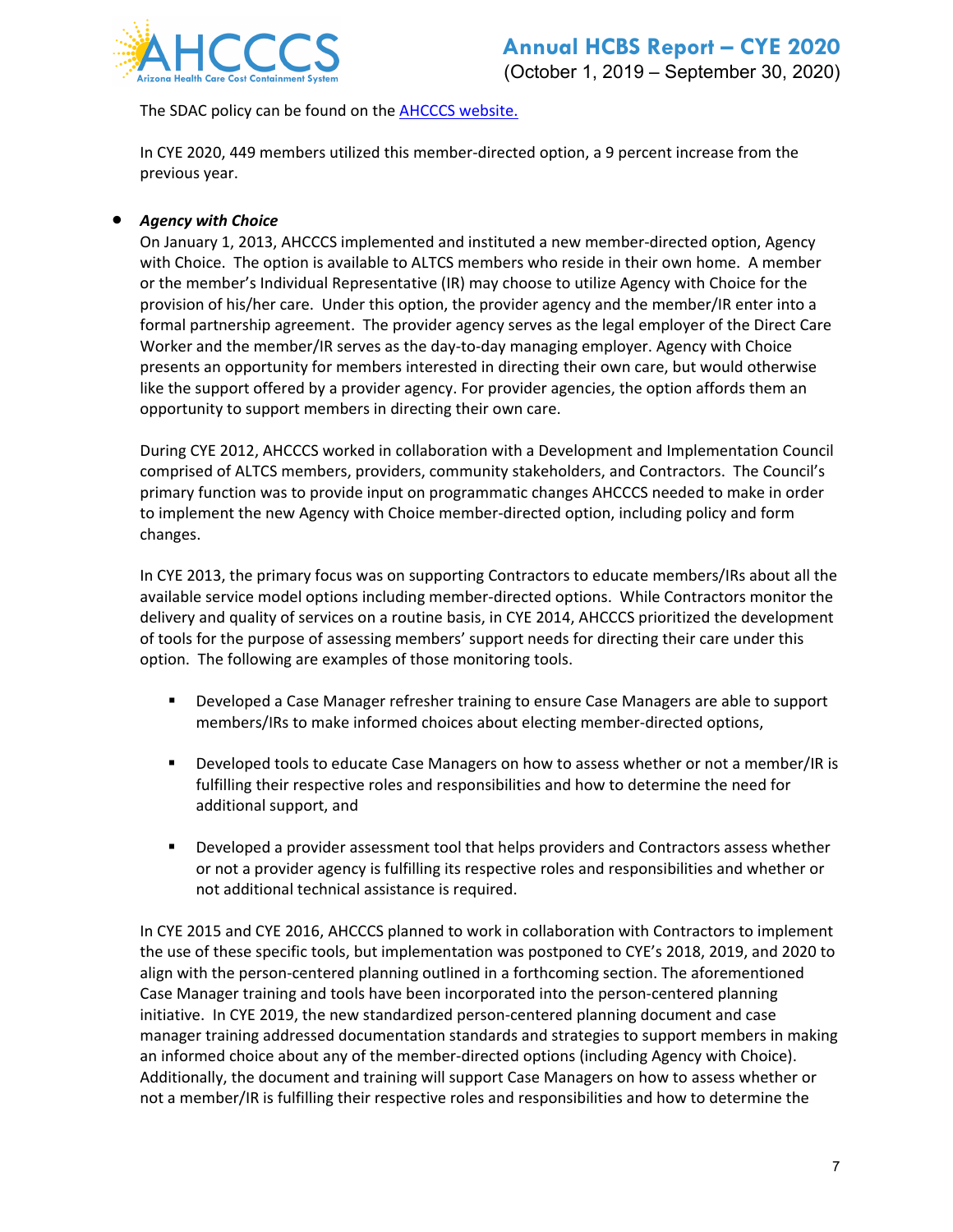The SDAC policy can be found on the [AHCCCS website.]()

In CYE 2020, 449 members utilized this member-directed option, a 9 percent increase from the previous year.

- ***Agency with Choice***

  On January 1, 2013, AHCCCS implemented and instituted a new member-directed option, Agency with Choice. The option is available to ALTCS members who reside in their own home. A member or the member's Individual Representative (IR) may choose to utilize Agency with Choice for the provision of his/her care. Under this option, the provider agency and the member/IR enter into a formal partnership agreement. The provider agency serves as the legal employer of the Direct Care Worker and the member/IR serves as the day-to-day managing employer. Agency with Choice presents an opportunity for members interested in directing their own care, but would otherwise like the support offered by a provider agency. For provider agencies, the option affords them an opportunity to support members in directing their own care.

  During CYE 2012, AHCCCS worked in collaboration with a Development and Implementation Council comprised of ALTCS members, providers, community stakeholders, and Contractors. The Council's primary function was to provide input on programmatic changes AHCCCS needed to make in order to implement the new Agency with Choice member-directed option, including policy and form changes.

  In CYE 2013, the primary focus was on supporting Contractors to educate members/IRs about all the available service model options including member-directed options. While Contractors monitor the delivery and quality of services on a routine basis, in CYE 2014, AHCCCS prioritized the development of tools for the purpose of assessing members' support needs for directing their care under this option. The following are examples of those monitoring tools.

  - Developed a Case Manager refresher training to ensure Case Managers are able to support members/IRs to make informed choices about electing member-directed options,

  - Developed tools to educate Case Managers on how to assess whether or not a member/IR is fulfilling their respective roles and responsibilities and how to determine the need for additional support, and

  - Developed a provider assessment tool that helps providers and Contractors assess whether or not a provider agency is fulfilling its respective roles and responsibilities and whether or not additional technical assistance is required.

  In CYE 2015 and CYE 2016, AHCCCS planned to work in collaboration with Contractors to implement the use of these specific tools, but implementation was postponed to CYE's 2018, 2019, and 2020 to align with the person-centered planning outlined in a forthcoming section. The aforementioned Case Manager training and tools have been incorporated into the person-centered planning initiative. In CYE 2019, the new standardized person-centered planning document and case manager training addressed documentation standards and strategies to support members in making an informed choice about any of the member-directed options (including Agency with Choice). Additionally, the document and training will support Case Managers on how to assess whether or not a member/IR is fulfilling their respective roles and responsibilities and how to determine the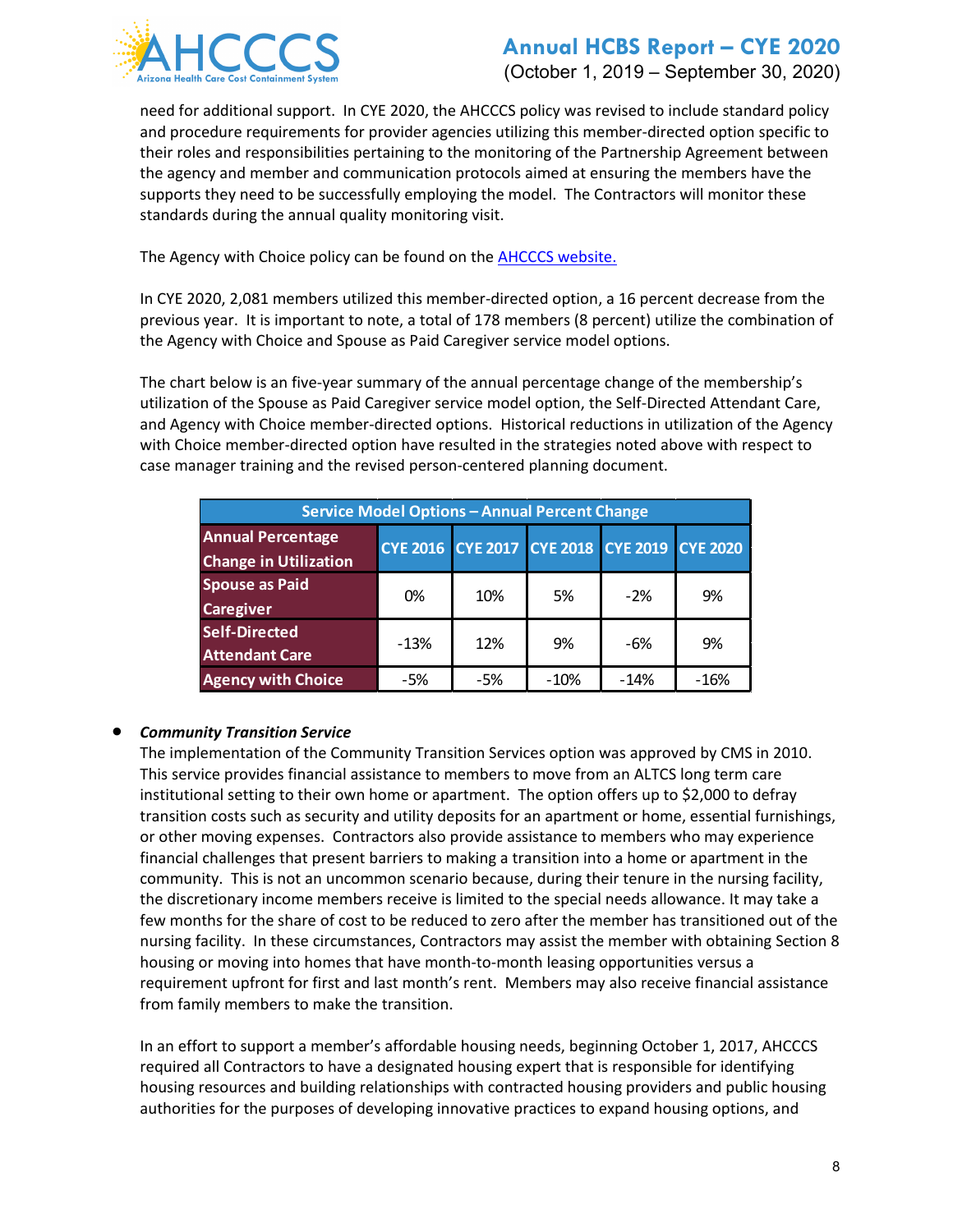need for additional support. In CYE 2020, the AHCCCS policy was revised to include standard policy and procedure requirements for provider agencies utilizing this member-directed option specific to their roles and responsibilities pertaining to the monitoring of the Partnership Agreement between the agency and member and communication protocols aimed at ensuring the members have the supports they need to be successfully employing the model. The Contractors will monitor these standards during the annual quality monitoring visit.

The Agency with Choice policy can be found on the [AHCCCS website.]()

In CYE 2020, 2,081 members utilized this member-directed option, a 16 percent decrease from the previous year. It is important to note, a total of 178 members (8 percent) utilize the combination of the Agency with Choice and Spouse as Paid Caregiver service model options.

The chart below is an five-year summary of the annual percentage change of the membership's utilization of the Spouse as Paid Caregiver service model option, the Self-Directed Attendant Care, and Agency with Choice member-directed options. Historical reductions in utilization of the Agency with Choice member-directed option have resulted in the strategies noted above with respect to case manager training and the revised person-centered planning document.

| Service Model Options – Annual Percent Change | | | | | |
|---|---|---|---|---|---|
| **Annual Percentage Change in Utilization** | **CYE 2016** | **CYE 2017** | **CYE 2018** | **CYE 2019** | **CYE 2020** |
| **Spouse as Paid Caregiver** | 0% | 10% | 5% | -2% | 9% |
| **Self-Directed Attendant Care** | -13% | 12% | 9% | -6% | 9% |
| **Agency with Choice** | -5% | -5% | -10% | -14% | -16% |

- ***Community Transition Service***

  The implementation of the Community Transition Services option was approved by CMS in 2010. This service provides financial assistance to members to move from an ALTCS long term care institutional setting to their own home or apartment. The option offers up to $2,000 to defray transition costs such as security and utility deposits for an apartment or home, essential furnishings, or other moving expenses. Contractors also provide assistance to members who may experience financial challenges that present barriers to making a transition into a home or apartment in the community. This is not an uncommon scenario because, during their tenure in the nursing facility, the discretionary income members receive is limited to the special needs allowance. It may take a few months for the share of cost to be reduced to zero after the member has transitioned out of the nursing facility. In these circumstances, Contractors may assist the member with obtaining Section 8 housing or moving into homes that have month-to-month leasing opportunities versus a requirement upfront for first and last month's rent. Members may also receive financial assistance from family members to make the transition.

  In an effort to support a member's affordable housing needs, beginning October 1, 2017, AHCCCS required all Contractors to have a designated housing expert that is responsible for identifying housing resources and building relationships with contracted housing providers and public housing authorities for the purposes of developing innovative practices to expand housing options, and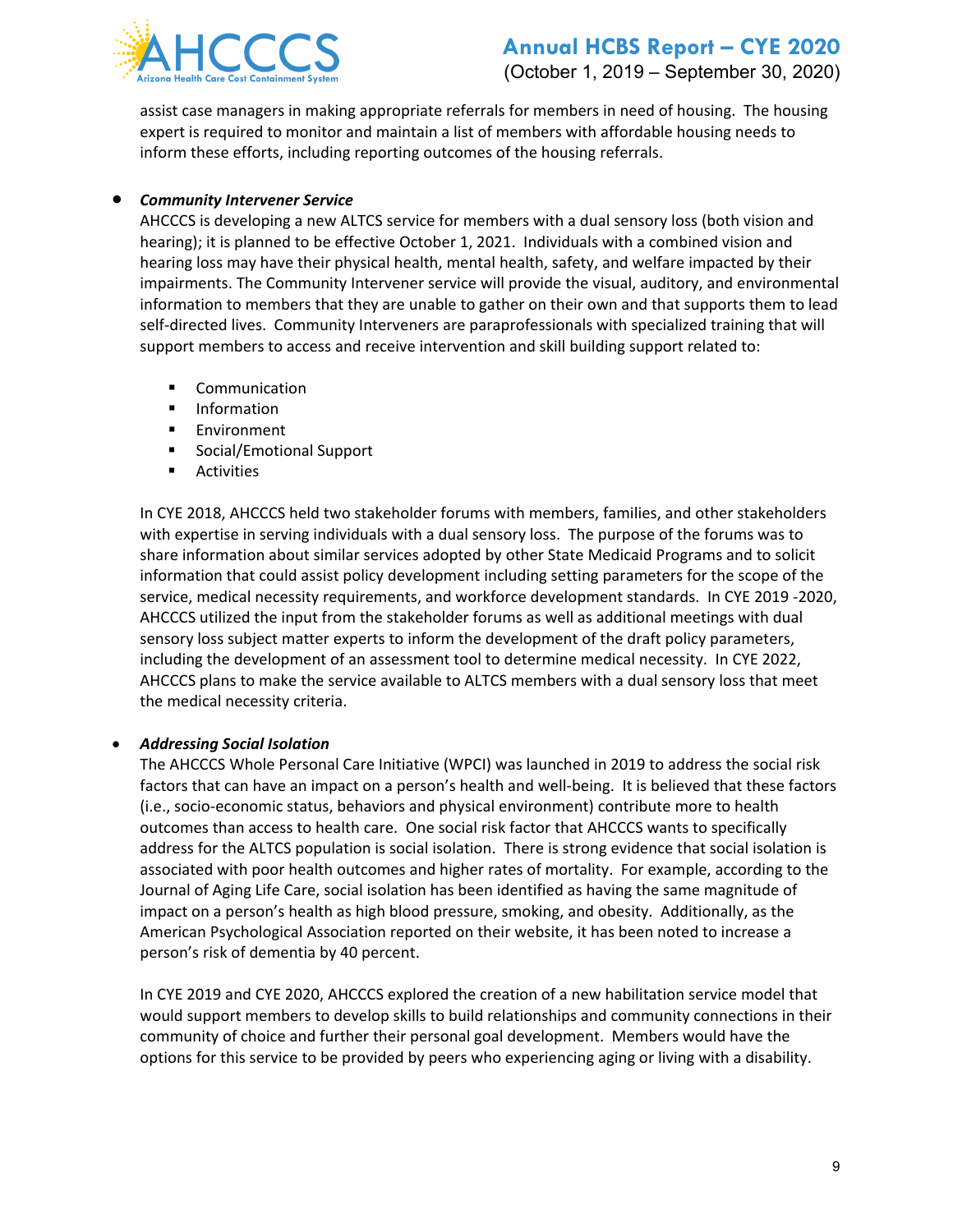assist case managers in making appropriate referrals for members in need of housing. The housing expert is required to monitor and maintain a list of members with affordable housing needs to inform these efforts, including reporting outcomes of the housing referrals.

- ***Community Intervener Service***

  AHCCCS is developing a new ALTCS service for members with a dual sensory loss (both vision and hearing); it is planned to be effective October 1, 2021. Individuals with a combined vision and hearing loss may have their physical health, mental health, safety, and welfare impacted by their impairments. The Community Intervener service will provide the visual, auditory, and environmental information to members that they are unable to gather on their own and that supports them to lead self-directed lives. Community Interveners are paraprofessionals with specialized training that will support members to access and receive intervention and skill building support related to:

  - Communication
  - Information
  - Environment
  - Social/Emotional Support
  - Activities

  In CYE 2018, AHCCCS held two stakeholder forums with members, families, and other stakeholders with expertise in serving individuals with a dual sensory loss. The purpose of the forums was to share information about similar services adopted by other State Medicaid Programs and to solicit information that could assist policy development including setting parameters for the scope of the service, medical necessity requirements, and workforce development standards. In CYE 2019 -2020, AHCCCS utilized the input from the stakeholder forums as well as additional meetings with dual sensory loss subject matter experts to inform the development of the draft policy parameters, including the development of an assessment tool to determine medical necessity. In CYE 2022, AHCCCS plans to make the service available to ALTCS members with a dual sensory loss that meet the medical necessity criteria.

- ***Addressing Social Isolation***

  The AHCCCS Whole Personal Care Initiative (WPCI) was launched in 2019 to address the social risk factors that can have an impact on a person's health and well-being. It is believed that these factors (i.e., socio-economic status, behaviors and physical environment) contribute more to health outcomes than access to health care. One social risk factor that AHCCCS wants to specifically address for the ALTCS population is social isolation. There is strong evidence that social isolation is associated with poor health outcomes and higher rates of mortality. For example, according to the Journal of Aging Life Care, social isolation has been identified as having the same magnitude of impact on a person's health as high blood pressure, smoking, and obesity. Additionally, as the American Psychological Association reported on their website, it has been noted to increase a person's risk of dementia by 40 percent.

  In CYE 2019 and CYE 2020, AHCCCS explored the creation of a new habilitation service model that would support members to develop skills to build relationships and community connections in their community of choice and further their personal goal development. Members would have the options for this service to be provided by peers who experiencing aging or living with a disability.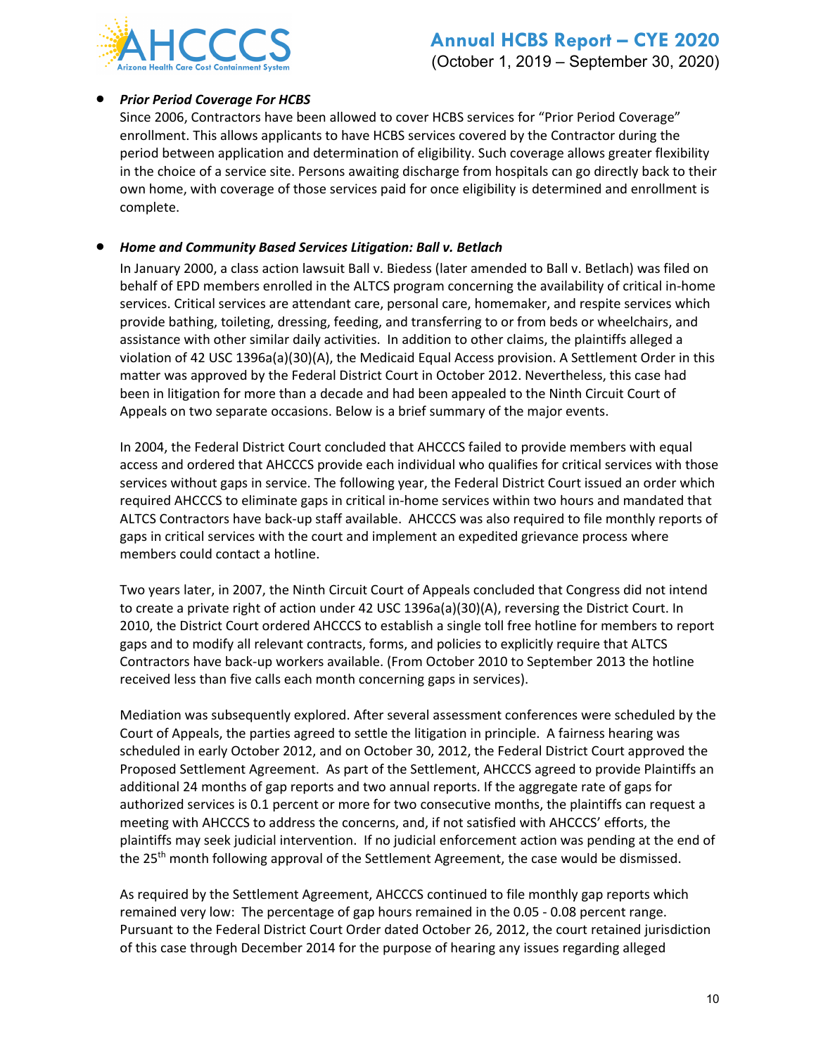- ***Prior Period Coverage For HCBS***

  Since 2006, Contractors have been allowed to cover HCBS services for "Prior Period Coverage" enrollment. This allows applicants to have HCBS services covered by the Contractor during the period between application and determination of eligibility. Such coverage allows greater flexibility in the choice of a service site. Persons awaiting discharge from hospitals can go directly back to their own home, with coverage of those services paid for once eligibility is determined and enrollment is complete.

- ***Home and Community Based Services Litigation: Ball v. Betlach***

  In January 2000, a class action lawsuit Ball v. Biedess (later amended to Ball v. Betlach) was filed on behalf of EPD members enrolled in the ALTCS program concerning the availability of critical in-home services. Critical services are attendant care, personal care, homemaker, and respite services which provide bathing, toileting, dressing, feeding, and transferring to or from beds or wheelchairs, and assistance with other similar daily activities. In addition to other claims, the plaintiffs alleged a violation of 42 USC 1396a(a)(30)(A), the Medicaid Equal Access provision. A Settlement Order in this matter was approved by the Federal District Court in October 2012. Nevertheless, this case had been in litigation for more than a decade and had been appealed to the Ninth Circuit Court of Appeals on two separate occasions. Below is a brief summary of the major events.

  In 2004, the Federal District Court concluded that AHCCCS failed to provide members with equal access and ordered that AHCCCS provide each individual who qualifies for critical services with those services without gaps in service. The following year, the Federal District Court issued an order which required AHCCCS to eliminate gaps in critical in-home services within two hours and mandated that ALTCS Contractors have back-up staff available. AHCCCS was also required to file monthly reports of gaps in critical services with the court and implement an expedited grievance process where members could contact a hotline.

  Two years later, in 2007, the Ninth Circuit Court of Appeals concluded that Congress did not intend to create a private right of action under 42 USC 1396a(a)(30)(A), reversing the District Court. In 2010, the District Court ordered AHCCCS to establish a single toll free hotline for members to report gaps and to modify all relevant contracts, forms, and policies to explicitly require that ALTCS Contractors have back-up workers available. (From October 2010 to September 2013 the hotline received less than five calls each month concerning gaps in services).

  Mediation was subsequently explored. After several assessment conferences were scheduled by the Court of Appeals, the parties agreed to settle the litigation in principle. A fairness hearing was scheduled in early October 2012, and on October 30, 2012, the Federal District Court approved the Proposed Settlement Agreement. As part of the Settlement, AHCCCS agreed to provide Plaintiffs an additional 24 months of gap reports and two annual reports. If the aggregate rate of gaps for authorized services is 0.1 percent or more for two consecutive months, the plaintiffs can request a meeting with AHCCCS to address the concerns, and, if not satisfied with AHCCCS' efforts, the plaintiffs may seek judicial intervention. If no judicial enforcement action was pending at the end of the 25th month following approval of the Settlement Agreement, the case would be dismissed.

  As required by the Settlement Agreement, AHCCCS continued to file monthly gap reports which remained very low: The percentage of gap hours remained in the 0.05 - 0.08 percent range. Pursuant to the Federal District Court Order dated October 26, 2012, the court retained jurisdiction of this case through December 2014 for the purpose of hearing any issues regarding alleged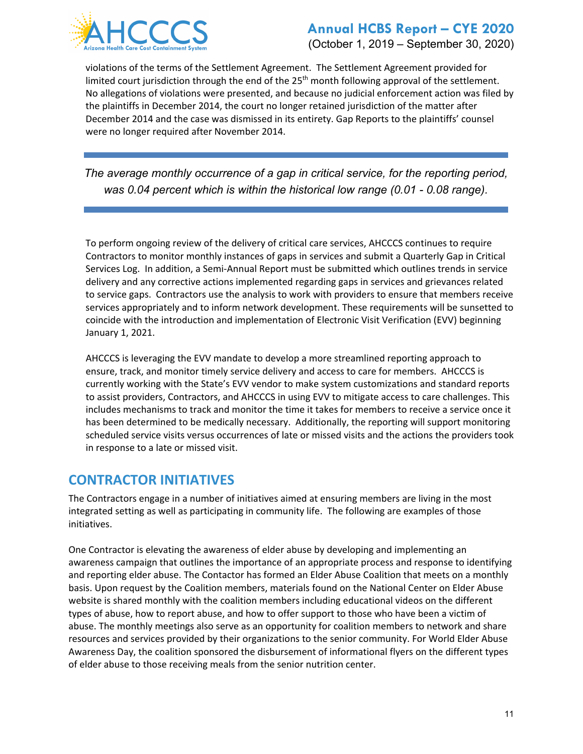violations of the terms of the Settlement Agreement. The Settlement Agreement provided for limited court jurisdiction through the end of the 25th month following approval of the settlement. No allegations of violations were presented, and because no judicial enforcement action was filed by the plaintiffs in December 2014, the court no longer retained jurisdiction of the matter after December 2014 and the case was dismissed in its entirety. Gap Reports to the plaintiffs' counsel were no longer required after November 2014.

---

*The average monthly occurrence of a gap in critical service, for the reporting period, was 0.04 percent which is within the historical low range (0.01 - 0.08 range).*

---

To perform ongoing review of the delivery of critical care services, AHCCCS continues to require Contractors to monitor monthly instances of gaps in services and submit a Quarterly Gap in Critical Services Log. In addition, a Semi-Annual Report must be submitted which outlines trends in service delivery and any corrective actions implemented regarding gaps in services and grievances related to service gaps. Contractors use the analysis to work with providers to ensure that members receive services appropriately and to inform network development. These requirements will be sunsetted to coincide with the introduction and implementation of Electronic Visit Verification (EVV) beginning January 1, 2021.

AHCCCS is leveraging the EVV mandate to develop a more streamlined reporting approach to ensure, track, and monitor timely service delivery and access to care for members. AHCCCS is currently working with the State's EVV vendor to make system customizations and standard reports to assist providers, Contractors, and AHCCCS in using EVV to mitigate access to care challenges. This includes mechanisms to track and monitor the time it takes for members to receive a service once it has been determined to be medically necessary. Additionally, the reporting will support monitoring scheduled service visits versus occurrences of late or missed visits and the actions the providers took in response to a late or missed visit.

## CONTRACTOR INITIATIVES

The Contractors engage in a number of initiatives aimed at ensuring members are living in the most integrated setting as well as participating in community life. The following are examples of those initiatives.

One Contractor is elevating the awareness of elder abuse by developing and implementing an awareness campaign that outlines the importance of an appropriate process and response to identifying and reporting elder abuse. The Contactor has formed an Elder Abuse Coalition that meets on a monthly basis. Upon request by the Coalition members, materials found on the National Center on Elder Abuse website is shared monthly with the coalition members including educational videos on the different types of abuse, how to report abuse, and how to offer support to those who have been a victim of abuse. The monthly meetings also serve as an opportunity for coalition members to network and share resources and services provided by their organizations to the senior community. For World Elder Abuse Awareness Day, the coalition sponsored the disbursement of informational flyers on the different types of elder abuse to those receiving meals from the senior nutrition center.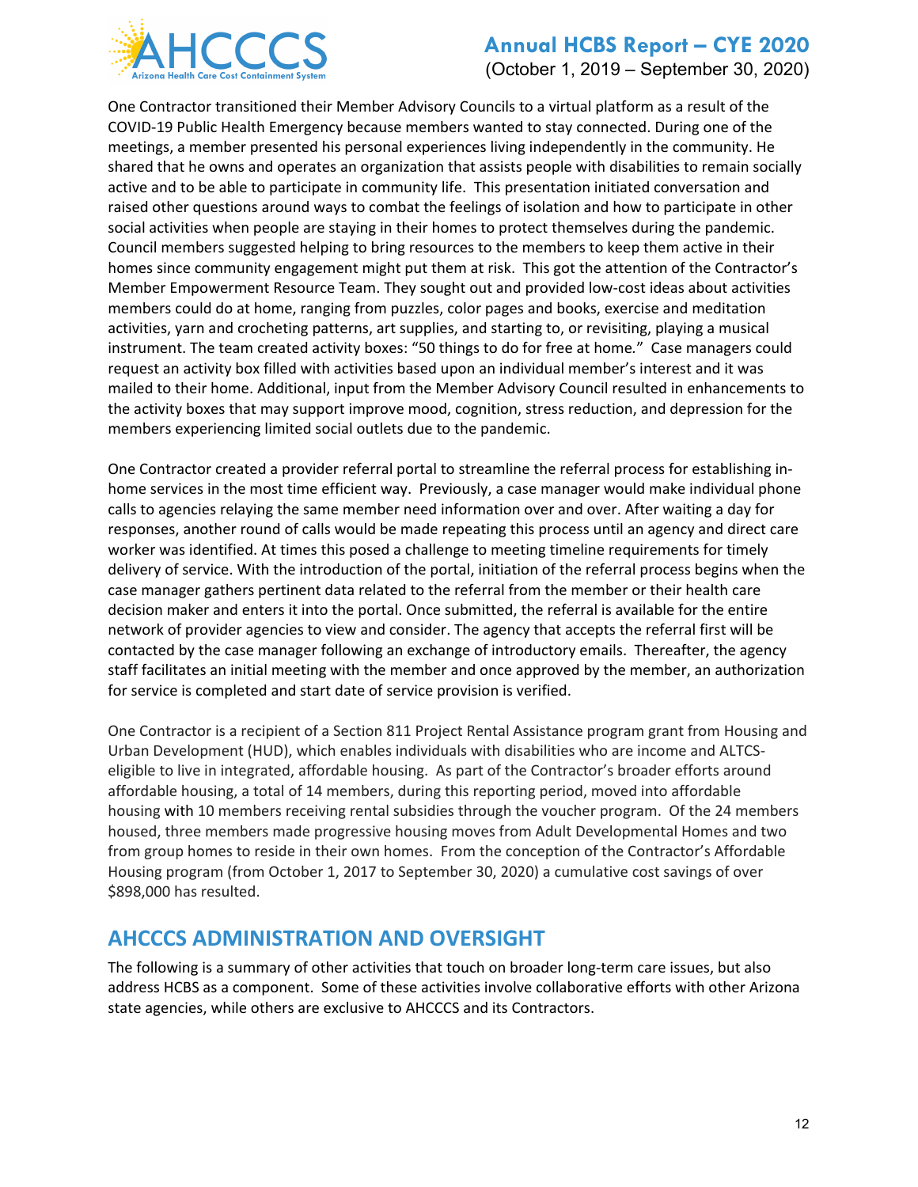One Contractor transitioned their Member Advisory Councils to a virtual platform as a result of the COVID-19 Public Health Emergency because members wanted to stay connected. During one of the meetings, a member presented his personal experiences living independently in the community. He shared that he owns and operates an organization that assists people with disabilities to remain socially active and to be able to participate in community life. This presentation initiated conversation and raised other questions around ways to combat the feelings of isolation and how to participate in other social activities when people are staying in their homes to protect themselves during the pandemic. Council members suggested helping to bring resources to the members to keep them active in their homes since community engagement might put them at risk. This got the attention of the Contractor's Member Empowerment Resource Team. They sought out and provided low-cost ideas about activities members could do at home, ranging from puzzles, color pages and books, exercise and meditation activities, yarn and crocheting patterns, art supplies, and starting to, or revisiting, playing a musical instrument. The team created activity boxes: "50 things to do for free at home." Case managers could request an activity box filled with activities based upon an individual member's interest and it was mailed to their home. Additional, input from the Member Advisory Council resulted in enhancements to the activity boxes that may support improve mood, cognition, stress reduction, and depression for the members experiencing limited social outlets due to the pandemic.

One Contractor created a provider referral portal to streamline the referral process for establishing in-home services in the most time efficient way. Previously, a case manager would make individual phone calls to agencies relaying the same member need information over and over. After waiting a day for responses, another round of calls would be made repeating this process until an agency and direct care worker was identified. At times this posed a challenge to meeting timeline requirements for timely delivery of service. With the introduction of the portal, initiation of the referral process begins when the case manager gathers pertinent data related to the referral from the member or their health care decision maker and enters it into the portal. Once submitted, the referral is available for the entire network of provider agencies to view and consider. The agency that accepts the referral first will be contacted by the case manager following an exchange of introductory emails. Thereafter, the agency staff facilitates an initial meeting with the member and once approved by the member, an authorization for service is completed and start date of service provision is verified.

One Contractor is a recipient of a Section 811 Project Rental Assistance program grant from Housing and Urban Development (HUD), which enables individuals with disabilities who are income and ALTCS-eligible to live in integrated, affordable housing. As part of the Contractor's broader efforts around affordable housing, a total of 14 members, during this reporting period, moved into affordable housing with 10 members receiving rental subsidies through the voucher program. Of the 24 members housed, three members made progressive housing moves from Adult Developmental Homes and two from group homes to reside in their own homes. From the conception of the Contractor's Affordable Housing program (from October 1, 2017 to September 30, 2020) a cumulative cost savings of over $898,000 has resulted.

## AHCCCS ADMINISTRATION AND OVERSIGHT

The following is a summary of other activities that touch on broader long-term care issues, but also address HCBS as a component. Some of these activities involve collaborative efforts with other Arizona state agencies, while others are exclusive to AHCCCS and its Contractors.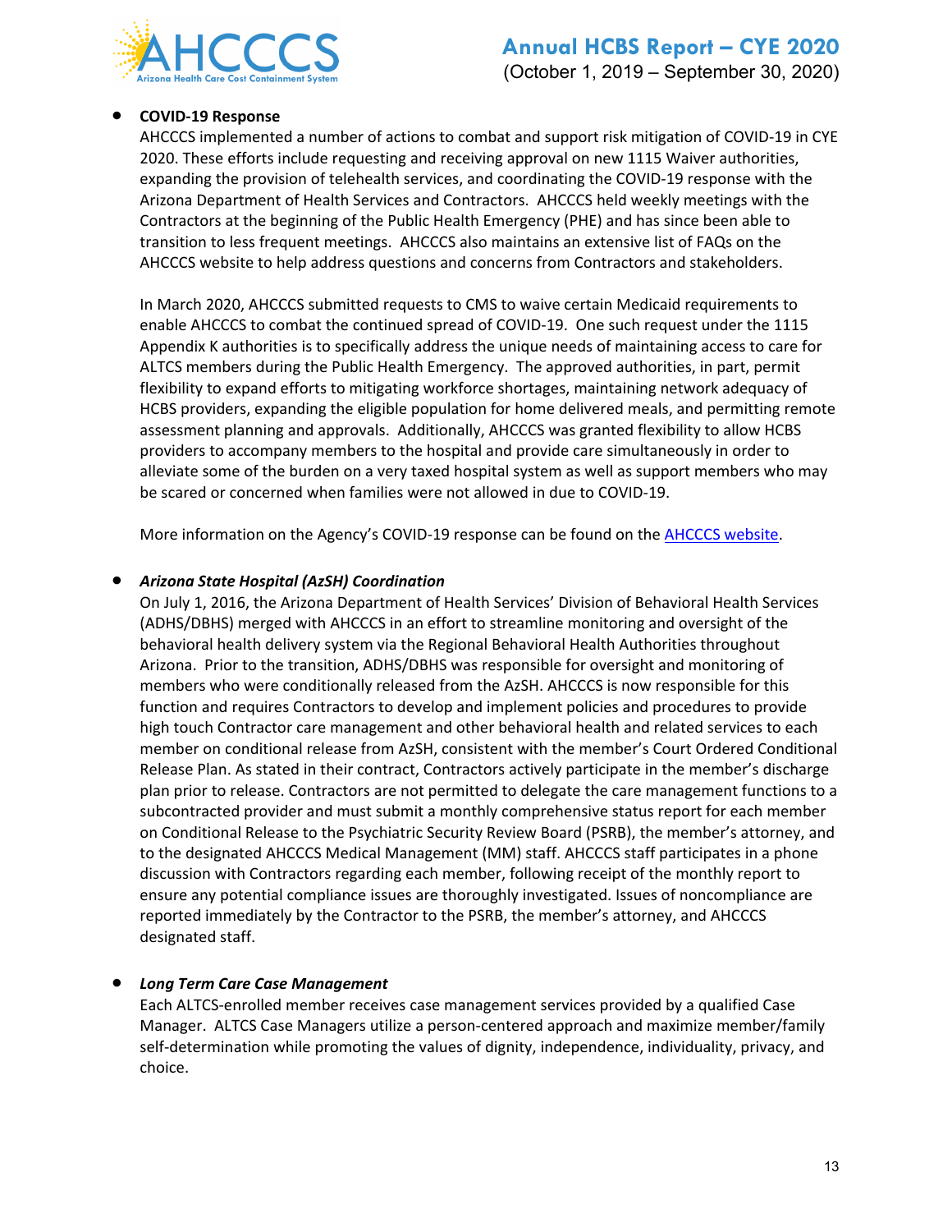- **COVID-19 Response**

  AHCCCS implemented a number of actions to combat and support risk mitigation of COVID-19 in CYE 2020. These efforts include requesting and receiving approval on new 1115 Waiver authorities, expanding the provision of telehealth services, and coordinating the COVID-19 response with the Arizona Department of Health Services and Contractors. AHCCCS held weekly meetings with the Contractors at the beginning of the Public Health Emergency (PHE) and has since been able to transition to less frequent meetings. AHCCCS also maintains an extensive list of FAQs on the AHCCCS website to help address questions and concerns from Contractors and stakeholders.

  In March 2020, AHCCCS submitted requests to CMS to waive certain Medicaid requirements to enable AHCCCS to combat the continued spread of COVID-19. One such request under the 1115 Appendix K authorities is to specifically address the unique needs of maintaining access to care for ALTCS members during the Public Health Emergency. The approved authorities, in part, permit flexibility to expand efforts to mitigating workforce shortages, maintaining network adequacy of HCBS providers, expanding the eligible population for home delivered meals, and permitting remote assessment planning and approvals. Additionally, AHCCCS was granted flexibility to allow HCBS providers to accompany members to the hospital and provide care simultaneously in order to alleviate some of the burden on a very taxed hospital system as well as support members who may be scared or concerned when families were not allowed in due to COVID-19.

  More information on the Agency's COVID-19 response can be found on the [AHCCCS website]().

- ***Arizona State Hospital (AzSH) Coordination***

  On July 1, 2016, the Arizona Department of Health Services' Division of Behavioral Health Services (ADHS/DBHS) merged with AHCCCS in an effort to streamline monitoring and oversight of the behavioral health delivery system via the Regional Behavioral Health Authorities throughout Arizona. Prior to the transition, ADHS/DBHS was responsible for oversight and monitoring of members who were conditionally released from the AzSH. AHCCCS is now responsible for this function and requires Contractors to develop and implement policies and procedures to provide high touch Contractor care management and other behavioral health and related services to each member on conditional release from AzSH, consistent with the member's Court Ordered Conditional Release Plan. As stated in their contract, Contractors actively participate in the member's discharge plan prior to release. Contractors are not permitted to delegate the care management functions to a subcontracted provider and must submit a monthly comprehensive status report for each member on Conditional Release to the Psychiatric Security Review Board (PSRB), the member's attorney, and to the designated AHCCCS Medical Management (MM) staff. AHCCCS staff participates in a phone discussion with Contractors regarding each member, following receipt of the monthly report to ensure any potential compliance issues are thoroughly investigated. Issues of noncompliance are reported immediately by the Contractor to the PSRB, the member's attorney, and AHCCCS designated staff.

- ***Long Term Care Case Management***

  Each ALTCS-enrolled member receives case management services provided by a qualified Case Manager. ALTCS Case Managers utilize a person-centered approach and maximize member/family self-determination while promoting the values of dignity, independence, individuality, privacy, and choice.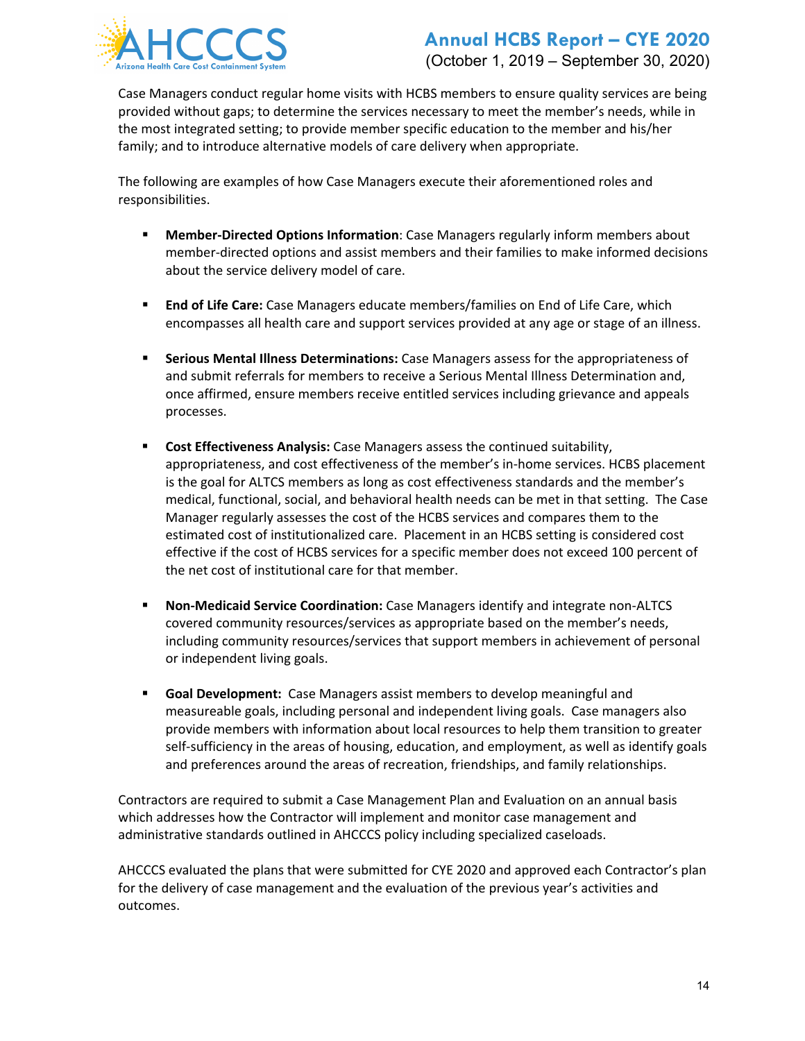Case Managers conduct regular home visits with HCBS members to ensure quality services are being provided without gaps; to determine the services necessary to meet the member's needs, while in the most integrated setting; to provide member specific education to the member and his/her family; and to introduce alternative models of care delivery when appropriate.

The following are examples of how Case Managers execute their aforementioned roles and responsibilities.

- **Member-Directed Options Information**: Case Managers regularly inform members about member-directed options and assist members and their families to make informed decisions about the service delivery model of care.

- **End of Life Care:** Case Managers educate members/families on End of Life Care, which encompasses all health care and support services provided at any age or stage of an illness.

- **Serious Mental Illness Determinations:** Case Managers assess for the appropriateness of and submit referrals for members to receive a Serious Mental Illness Determination and, once affirmed, ensure members receive entitled services including grievance and appeals processes.

- **Cost Effectiveness Analysis:** Case Managers assess the continued suitability, appropriateness, and cost effectiveness of the member's in-home services. HCBS placement is the goal for ALTCS members as long as cost effectiveness standards and the member's medical, functional, social, and behavioral health needs can be met in that setting. The Case Manager regularly assesses the cost of the HCBS services and compares them to the estimated cost of institutionalized care. Placement in an HCBS setting is considered cost effective if the cost of HCBS services for a specific member does not exceed 100 percent of the net cost of institutional care for that member.

- **Non-Medicaid Service Coordination:** Case Managers identify and integrate non-ALTCS covered community resources/services as appropriate based on the member's needs, including community resources/services that support members in achievement of personal or independent living goals.

- **Goal Development:** Case Managers assist members to develop meaningful and measureable goals, including personal and independent living goals. Case managers also provide members with information about local resources to help them transition to greater self-sufficiency in the areas of housing, education, and employment, as well as identify goals and preferences around the areas of recreation, friendships, and family relationships.

Contractors are required to submit a Case Management Plan and Evaluation on an annual basis which addresses how the Contractor will implement and monitor case management and administrative standards outlined in AHCCCS policy including specialized caseloads.

AHCCCS evaluated the plans that were submitted for CYE 2020 and approved each Contractor's plan for the delivery of case management and the evaluation of the previous year's activities and outcomes.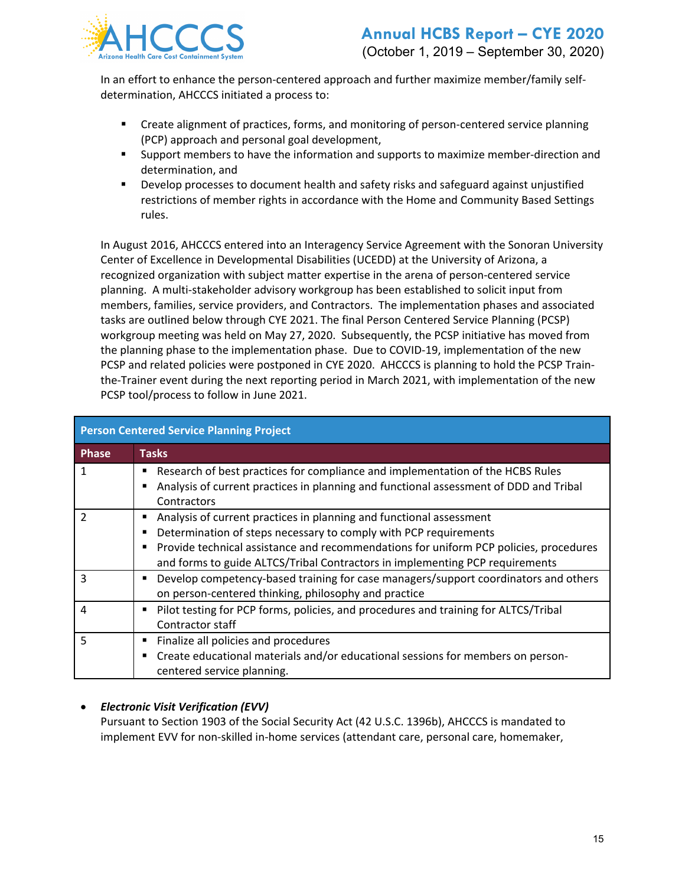In an effort to enhance the person-centered approach and further maximize member/family self-determination, AHCCCS initiated a process to:

- Create alignment of practices, forms, and monitoring of person-centered service planning (PCP) approach and personal goal development,
- Support members to have the information and supports to maximize member-direction and determination, and
- Develop processes to document health and safety risks and safeguard against unjustified restrictions of member rights in accordance with the Home and Community Based Settings rules.

In August 2016, AHCCCS entered into an Interagency Service Agreement with the Sonoran University Center of Excellence in Developmental Disabilities (UCEDD) at the University of Arizona, a recognized organization with subject matter expertise in the arena of person-centered service planning. A multi-stakeholder advisory workgroup has been established to solicit input from members, families, service providers, and Contractors. The implementation phases and associated tasks are outlined below through CYE 2021. The final Person Centered Service Planning (PCSP) workgroup meeting was held on May 27, 2020. Subsequently, the PCSP initiative has moved from the planning phase to the implementation phase. Due to COVID-19, implementation of the new PCSP and related policies were postponed in CYE 2020. AHCCCS is planning to hold the PCSP Train-the-Trainer event during the next reporting period in March 2021, with implementation of the new PCSP tool/process to follow in June 2021.

| Person Centered Service Planning Project | |
|---|---|
| **Phase** | **Tasks** |
| 1 | ▪ Research of best practices for compliance and implementation of the HCBS Rules<br>▪ Analysis of current practices in planning and functional assessment of DDD and Tribal Contractors |
| 2 | ▪ Analysis of current practices in planning and functional assessment<br>▪ Determination of steps necessary to comply with PCP requirements<br>▪ Provide technical assistance and recommendations for uniform PCP policies, procedures and forms to guide ALTCS/Tribal Contractors in implementing PCP requirements |
| 3 | ▪ Develop competency-based training for case managers/support coordinators and others on person-centered thinking, philosophy and practice |
| 4 | ▪ Pilot testing for PCP forms, policies, and procedures and training for ALTCS/Tribal Contractor staff |
| 5 | ▪ Finalize all policies and procedures<br>▪ Create educational materials and/or educational sessions for members on person-centered service planning. |

- ***Electronic Visit Verification (EVV)***
  Pursuant to Section 1903 of the Social Security Act (42 U.S.C. 1396b), AHCCCS is mandated to implement EVV for non-skilled in-home services (attendant care, personal care, homemaker,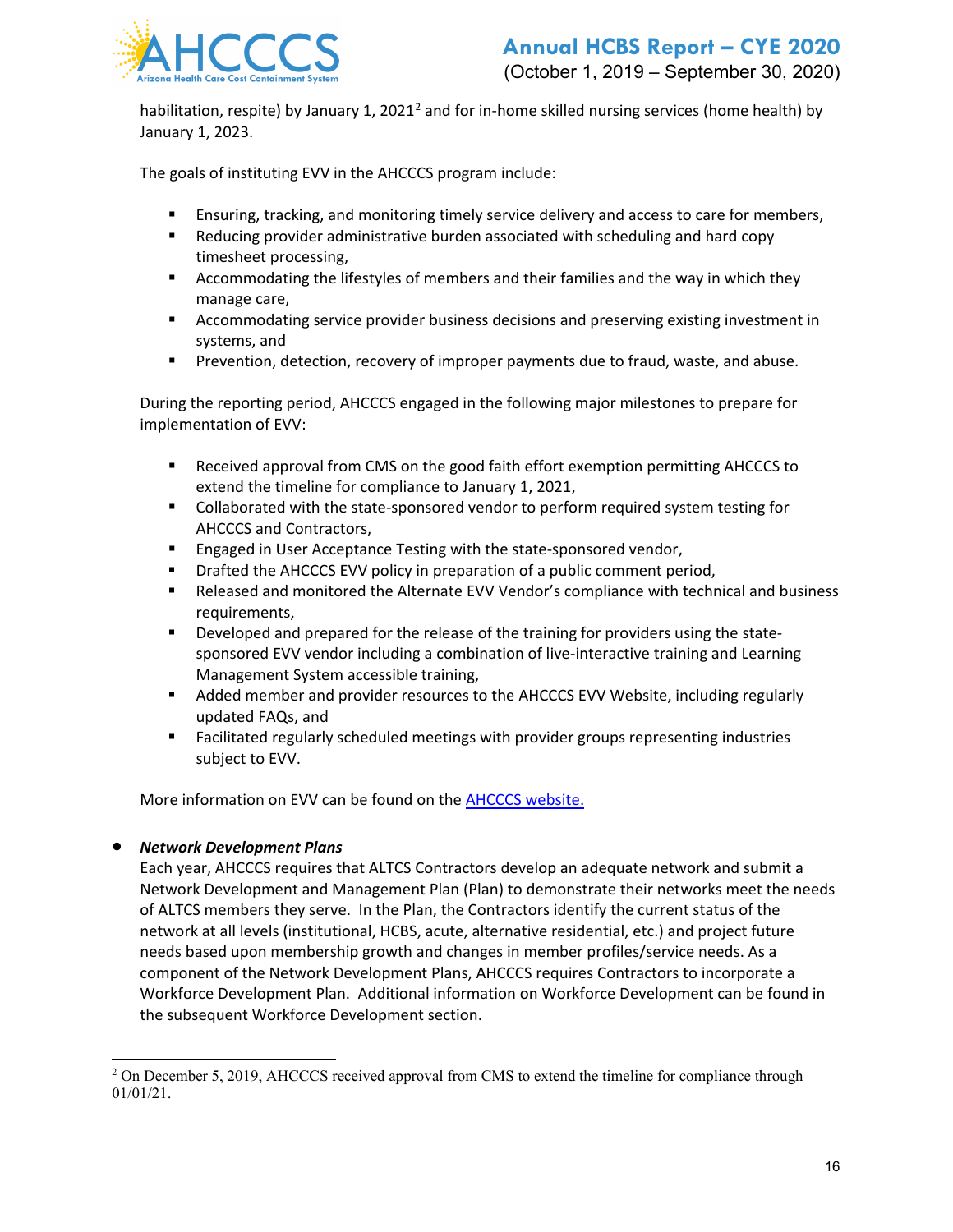habilitation, respite) by January 1, 2021[2] and for in-home skilled nursing services (home health) by January 1, 2023.

The goals of instituting EVV in the AHCCCS program include:

- Ensuring, tracking, and monitoring timely service delivery and access to care for members,
- Reducing provider administrative burden associated with scheduling and hard copy timesheet processing,
- Accommodating the lifestyles of members and their families and the way in which they manage care,
- Accommodating service provider business decisions and preserving existing investment in systems, and
- Prevention, detection, recovery of improper payments due to fraud, waste, and abuse.

During the reporting period, AHCCCS engaged in the following major milestones to prepare for implementation of EVV:

- Received approval from CMS on the good faith effort exemption permitting AHCCCS to extend the timeline for compliance to January 1, 2021,
- Collaborated with the state-sponsored vendor to perform required system testing for AHCCCS and Contractors,
- Engaged in User Acceptance Testing with the state-sponsored vendor,
- Drafted the AHCCCS EVV policy in preparation of a public comment period,
- Released and monitored the Alternate EVV Vendor's compliance with technical and business requirements,
- Developed and prepared for the release of the training for providers using the state-sponsored EVV vendor including a combination of live-interactive training and Learning Management System accessible training,
- Added member and provider resources to the AHCCCS EVV Website, including regularly updated FAQs, and
- Facilitated regularly scheduled meetings with provider groups representing industries subject to EVV.

More information on EVV can be found on the AHCCCS website.

- ***Network Development Plans***
  Each year, AHCCCS requires that ALTCS Contractors develop an adequate network and submit a Network Development and Management Plan (Plan) to demonstrate their networks meet the needs of ALTCS members they serve. In the Plan, the Contractors identify the current status of the network at all levels (institutional, HCBS, acute, alternative residential, etc.) and project future needs based upon membership growth and changes in member profiles/service needs. As a component of the Network Development Plans, AHCCCS requires Contractors to incorporate a Workforce Development Plan. Additional information on Workforce Development can be found in the subsequent Workforce Development section.

[2] On December 5, 2019, AHCCCS received approval from CMS to extend the timeline for compliance through 01/01/21.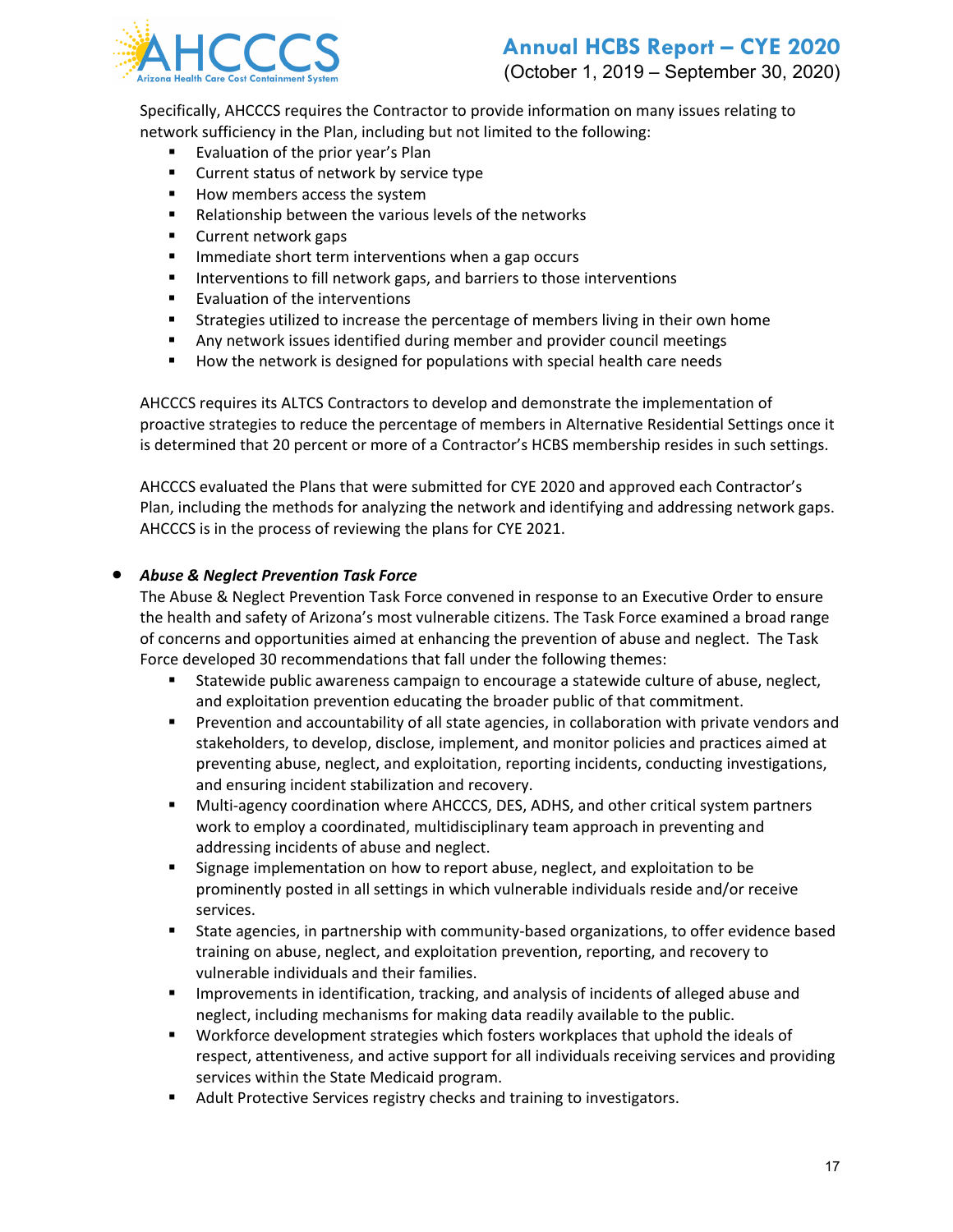Specifically, AHCCCS requires the Contractor to provide information on many issues relating to network sufficiency in the Plan, including but not limited to the following:

- Evaluation of the prior year's Plan
- Current status of network by service type
- How members access the system
- Relationship between the various levels of the networks
- Current network gaps
- Immediate short term interventions when a gap occurs
- Interventions to fill network gaps, and barriers to those interventions
- Evaluation of the interventions
- Strategies utilized to increase the percentage of members living in their own home
- Any network issues identified during member and provider council meetings
- How the network is designed for populations with special health care needs

AHCCCS requires its ALTCS Contractors to develop and demonstrate the implementation of proactive strategies to reduce the percentage of members in Alternative Residential Settings once it is determined that 20 percent or more of a Contractor's HCBS membership resides in such settings.

AHCCCS evaluated the Plans that were submitted for CYE 2020 and approved each Contractor's Plan, including the methods for analyzing the network and identifying and addressing network gaps. AHCCCS is in the process of reviewing the plans for CYE 2021.

- ***Abuse & Neglect Prevention Task Force***

  The Abuse & Neglect Prevention Task Force convened in response to an Executive Order to ensure the health and safety of Arizona's most vulnerable citizens. The Task Force examined a broad range of concerns and opportunities aimed at enhancing the prevention of abuse and neglect. The Task Force developed 30 recommendations that fall under the following themes:

  - Statewide public awareness campaign to encourage a statewide culture of abuse, neglect, and exploitation prevention educating the broader public of that commitment.
  - Prevention and accountability of all state agencies, in collaboration with private vendors and stakeholders, to develop, disclose, implement, and monitor policies and practices aimed at preventing abuse, neglect, and exploitation, reporting incidents, conducting investigations, and ensuring incident stabilization and recovery.
  - Multi-agency coordination where AHCCCS, DES, ADHS, and other critical system partners work to employ a coordinated, multidisciplinary team approach in preventing and addressing incidents of abuse and neglect.
  - Signage implementation on how to report abuse, neglect, and exploitation to be prominently posted in all settings in which vulnerable individuals reside and/or receive services.
  - State agencies, in partnership with community-based organizations, to offer evidence based training on abuse, neglect, and exploitation prevention, reporting, and recovery to vulnerable individuals and their families.
  - Improvements in identification, tracking, and analysis of incidents of alleged abuse and neglect, including mechanisms for making data readily available to the public.
  - Workforce development strategies which fosters workplaces that uphold the ideals of respect, attentiveness, and active support for all individuals receiving services and providing services within the State Medicaid program.
  - Adult Protective Services registry checks and training to investigators.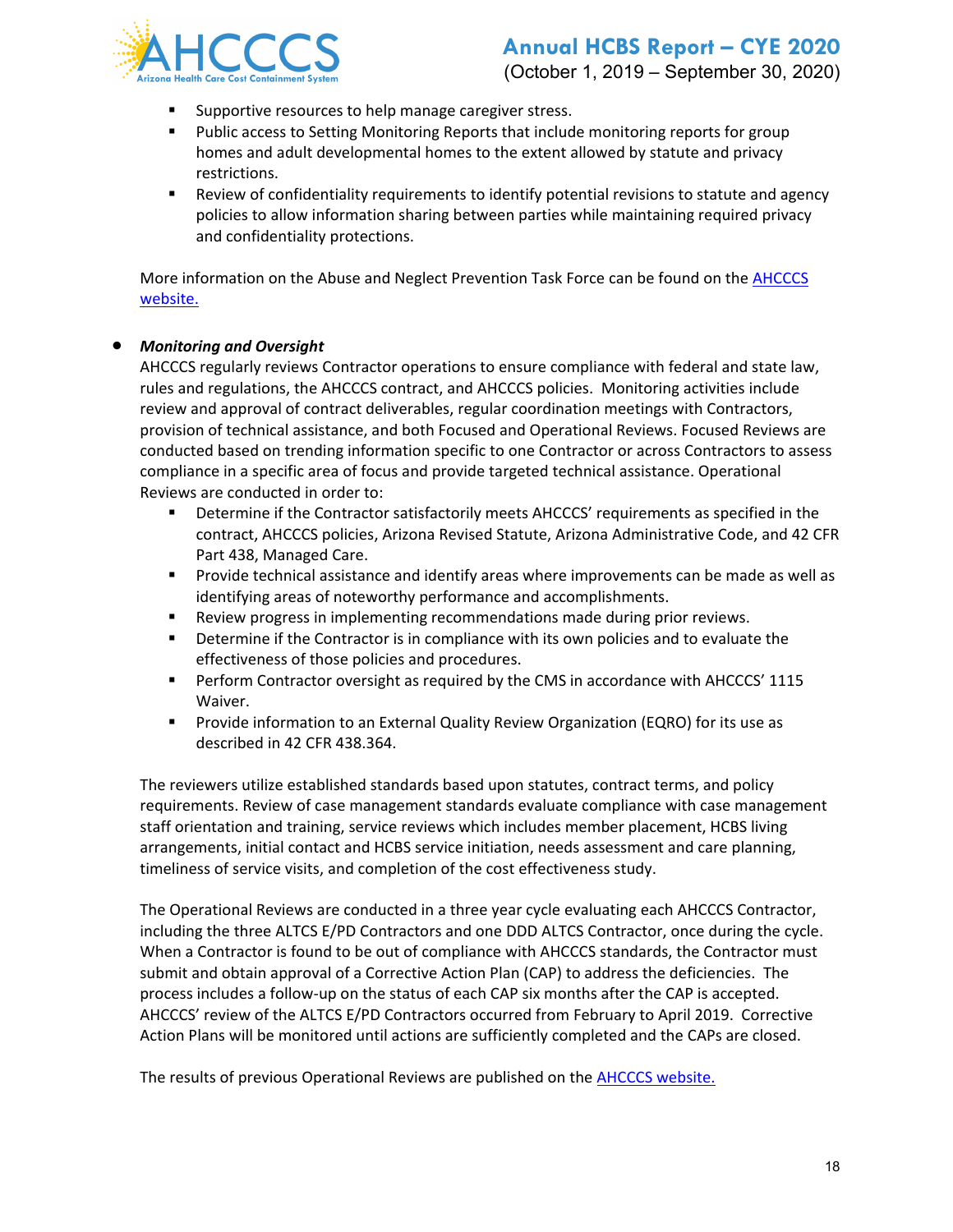- Supportive resources to help manage caregiver stress.
- Public access to Setting Monitoring Reports that include monitoring reports for group homes and adult developmental homes to the extent allowed by statute and privacy restrictions.
- Review of confidentiality requirements to identify potential revisions to statute and agency policies to allow information sharing between parties while maintaining required privacy and confidentiality protections.

More information on the Abuse and Neglect Prevention Task Force can be found on the AHCCCS website.

- ***Monitoring and Oversight***

  AHCCCS regularly reviews Contractor operations to ensure compliance with federal and state law, rules and regulations, the AHCCCS contract, and AHCCCS policies. Monitoring activities include review and approval of contract deliverables, regular coordination meetings with Contractors, provision of technical assistance, and both Focused and Operational Reviews. Focused Reviews are conducted based on trending information specific to one Contractor or across Contractors to assess compliance in a specific area of focus and provide targeted technical assistance. Operational Reviews are conducted in order to:

  - Determine if the Contractor satisfactorily meets AHCCCS' requirements as specified in the contract, AHCCCS policies, Arizona Revised Statute, Arizona Administrative Code, and 42 CFR Part 438, Managed Care.
  - Provide technical assistance and identify areas where improvements can be made as well as identifying areas of noteworthy performance and accomplishments.
  - Review progress in implementing recommendations made during prior reviews.
  - Determine if the Contractor is in compliance with its own policies and to evaluate the effectiveness of those policies and procedures.
  - Perform Contractor oversight as required by the CMS in accordance with AHCCCS' 1115 Waiver.
  - Provide information to an External Quality Review Organization (EQRO) for its use as described in 42 CFR 438.364.

  The reviewers utilize established standards based upon statutes, contract terms, and policy requirements. Review of case management standards evaluate compliance with case management staff orientation and training, service reviews which includes member placement, HCBS living arrangements, initial contact and HCBS service initiation, needs assessment and care planning, timeliness of service visits, and completion of the cost effectiveness study.

  The Operational Reviews are conducted in a three year cycle evaluating each AHCCCS Contractor, including the three ALTCS E/PD Contractors and one DDD ALTCS Contractor, once during the cycle. When a Contractor is found to be out of compliance with AHCCCS standards, the Contractor must submit and obtain approval of a Corrective Action Plan (CAP) to address the deficiencies. The process includes a follow-up on the status of each CAP six months after the CAP is accepted. AHCCCS' review of the ALTCS E/PD Contractors occurred from February to April 2019. Corrective Action Plans will be monitored until actions are sufficiently completed and the CAPs are closed.

  The results of previous Operational Reviews are published on the AHCCCS website.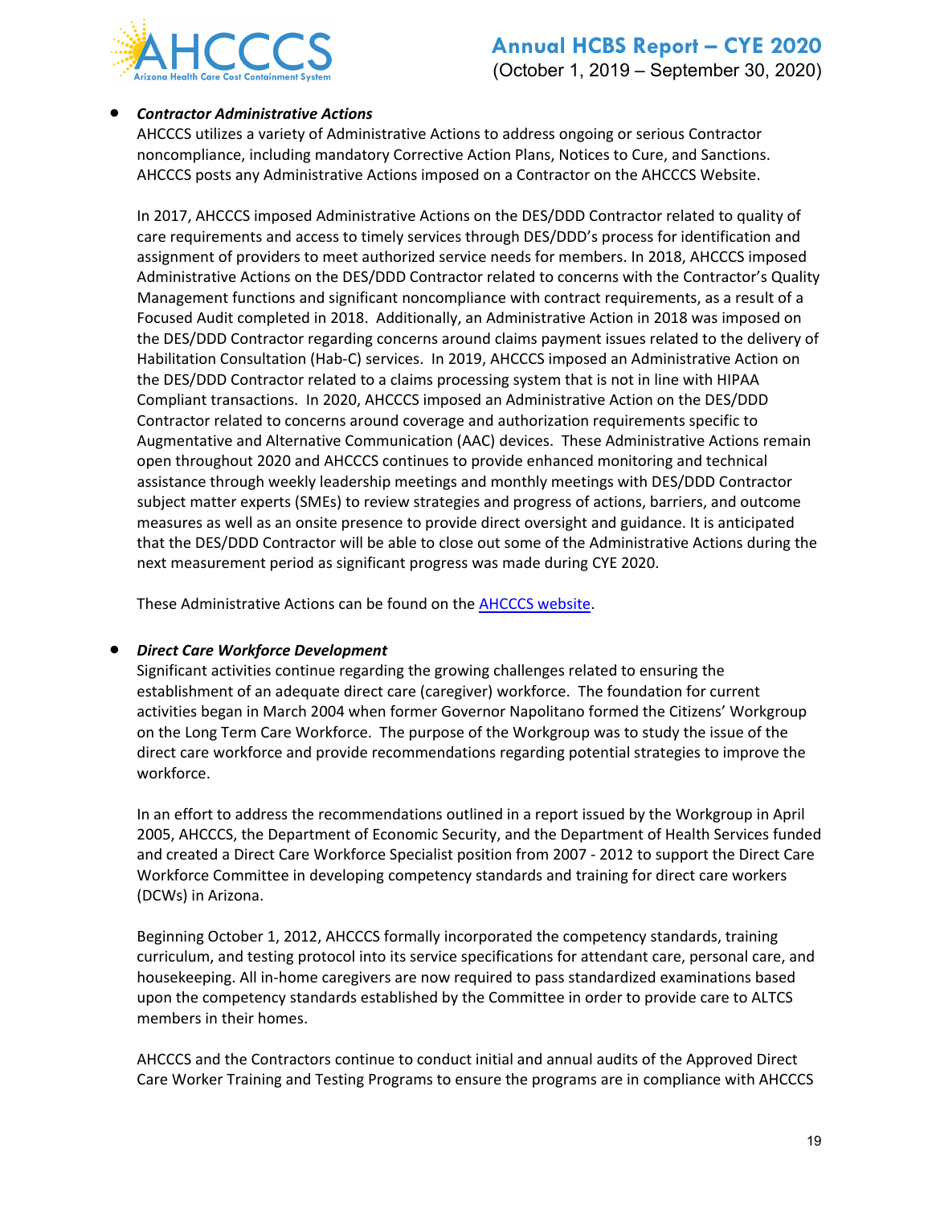- ***Contractor Administrative Actions***
  AHCCCS utilizes a variety of Administrative Actions to address ongoing or serious Contractor noncompliance, including mandatory Corrective Action Plans, Notices to Cure, and Sanctions. AHCCCS posts any Administrative Actions imposed on a Contractor on the AHCCCS Website.

  In 2017, AHCCCS imposed Administrative Actions on the DES/DDD Contractor related to quality of care requirements and access to timely services through DES/DDD's process for identification and assignment of providers to meet authorized service needs for members. In 2018, AHCCCS imposed Administrative Actions on the DES/DDD Contractor related to concerns with the Contractor's Quality Management functions and significant noncompliance with contract requirements, as a result of a Focused Audit completed in 2018. Additionally, an Administrative Action in 2018 was imposed on the DES/DDD Contractor regarding concerns around claims payment issues related to the delivery of Habilitation Consultation (Hab-C) services. In 2019, AHCCCS imposed an Administrative Action on the DES/DDD Contractor related to a claims processing system that is not in line with HIPAA Compliant transactions. In 2020, AHCCCS imposed an Administrative Action on the DES/DDD Contractor related to concerns around coverage and authorization requirements specific to Augmentative and Alternative Communication (AAC) devices. These Administrative Actions remain open throughout 2020 and AHCCCS continues to provide enhanced monitoring and technical assistance through weekly leadership meetings and monthly meetings with DES/DDD Contractor subject matter experts (SMEs) to review strategies and progress of actions, barriers, and outcome measures as well as an onsite presence to provide direct oversight and guidance. It is anticipated that the DES/DDD Contractor will be able to close out some of the Administrative Actions during the next measurement period as significant progress was made during CYE 2020.

  These Administrative Actions can be found on the AHCCCS website.

- ***Direct Care Workforce Development***
  Significant activities continue regarding the growing challenges related to ensuring the establishment of an adequate direct care (caregiver) workforce. The foundation for current activities began in March 2004 when former Governor Napolitano formed the Citizens' Workgroup on the Long Term Care Workforce. The purpose of the Workgroup was to study the issue of the direct care workforce and provide recommendations regarding potential strategies to improve the workforce.

  In an effort to address the recommendations outlined in a report issued by the Workgroup in April 2005, AHCCCS, the Department of Economic Security, and the Department of Health Services funded and created a Direct Care Workforce Specialist position from 2007 - 2012 to support the Direct Care Workforce Committee in developing competency standards and training for direct care workers (DCWs) in Arizona.

  Beginning October 1, 2012, AHCCCS formally incorporated the competency standards, training curriculum, and testing protocol into its service specifications for attendant care, personal care, and housekeeping. All in-home caregivers are now required to pass standardized examinations based upon the competency standards established by the Committee in order to provide care to ALTCS members in their homes.

  AHCCCS and the Contractors continue to conduct initial and annual audits of the Approved Direct Care Worker Training and Testing Programs to ensure the programs are in compliance with AHCCCS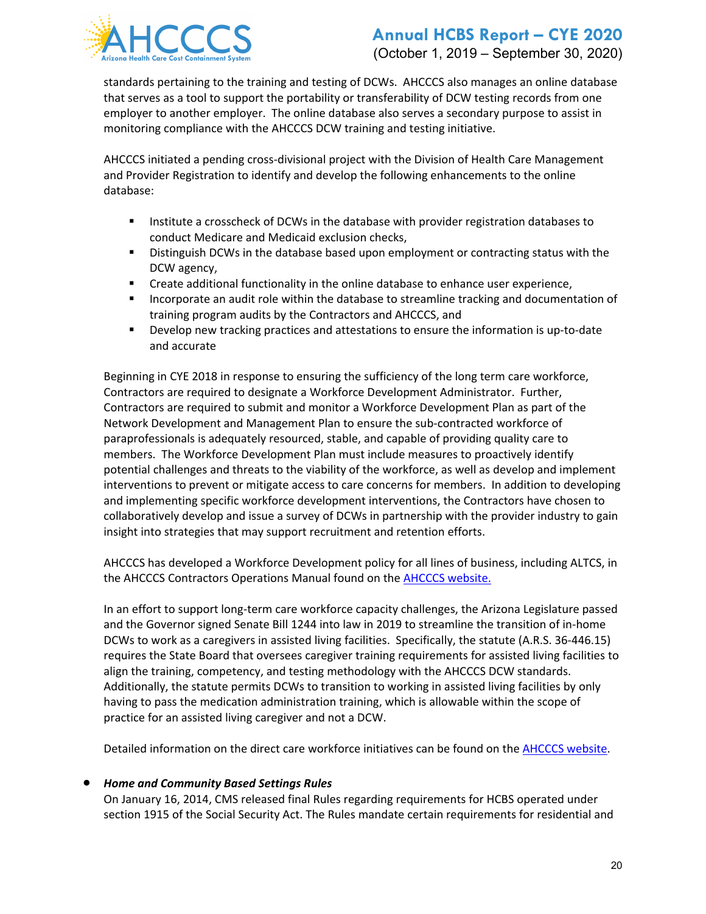standards pertaining to the training and testing of DCWs. AHCCCS also manages an online database that serves as a tool to support the portability or transferability of DCW testing records from one employer to another employer. The online database also serves a secondary purpose to assist in monitoring compliance with the AHCCCS DCW training and testing initiative.

AHCCCS initiated a pending cross-divisional project with the Division of Health Care Management and Provider Registration to identify and develop the following enhancements to the online database:

- Institute a crosscheck of DCWs in the database with provider registration databases to conduct Medicare and Medicaid exclusion checks,
- Distinguish DCWs in the database based upon employment or contracting status with the DCW agency,
- Create additional functionality in the online database to enhance user experience,
- Incorporate an audit role within the database to streamline tracking and documentation of training program audits by the Contractors and AHCCCS, and
- Develop new tracking practices and attestations to ensure the information is up-to-date and accurate

Beginning in CYE 2018 in response to ensuring the sufficiency of the long term care workforce, Contractors are required to designate a Workforce Development Administrator. Further, Contractors are required to submit and monitor a Workforce Development Plan as part of the Network Development and Management Plan to ensure the sub-contracted workforce of paraprofessionals is adequately resourced, stable, and capable of providing quality care to members. The Workforce Development Plan must include measures to proactively identify potential challenges and threats to the viability of the workforce, as well as develop and implement interventions to prevent or mitigate access to care concerns for members. In addition to developing and implementing specific workforce development interventions, the Contractors have chosen to collaboratively develop and issue a survey of DCWs in partnership with the provider industry to gain insight into strategies that may support recruitment and retention efforts.

AHCCCS has developed a Workforce Development policy for all lines of business, including ALTCS, in the AHCCCS Contractors Operations Manual found on the AHCCCS website.

In an effort to support long-term care workforce capacity challenges, the Arizona Legislature passed and the Governor signed Senate Bill 1244 into law in 2019 to streamline the transition of in-home DCWs to work as a caregivers in assisted living facilities. Specifically, the statute (A.R.S. 36-446.15) requires the State Board that oversees caregiver training requirements for assisted living facilities to align the training, competency, and testing methodology with the AHCCCS DCW standards. Additionally, the statute permits DCWs to transition to working in assisted living facilities by only having to pass the medication administration training, which is allowable within the scope of practice for an assisted living caregiver and not a DCW.

Detailed information on the direct care workforce initiatives can be found on the AHCCCS website.

- ***Home and Community Based Settings Rules***
  On January 16, 2014, CMS released final Rules regarding requirements for HCBS operated under section 1915 of the Social Security Act. The Rules mandate certain requirements for residential and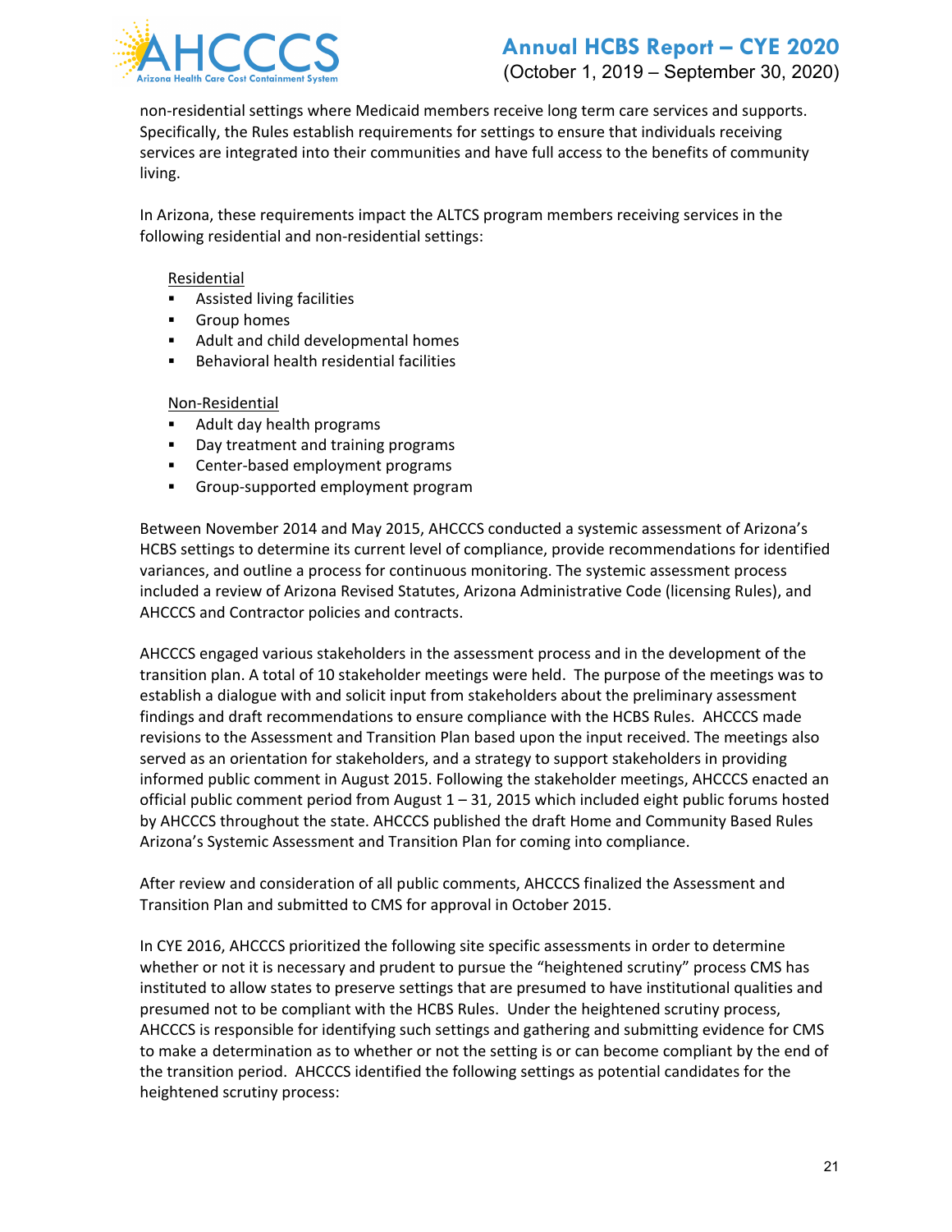non-residential settings where Medicaid members receive long term care services and supports. Specifically, the Rules establish requirements for settings to ensure that individuals receiving services are integrated into their communities and have full access to the benefits of community living.

In Arizona, these requirements impact the ALTCS program members receiving services in the following residential and non-residential settings:

Residential

- Assisted living facilities
- Group homes
- Adult and child developmental homes
- Behavioral health residential facilities

Non-Residential

- Adult day health programs
- Day treatment and training programs
- Center-based employment programs
- Group-supported employment program

Between November 2014 and May 2015, AHCCCS conducted a systemic assessment of Arizona's HCBS settings to determine its current level of compliance, provide recommendations for identified variances, and outline a process for continuous monitoring. The systemic assessment process included a review of Arizona Revised Statutes, Arizona Administrative Code (licensing Rules), and AHCCCS and Contractor policies and contracts.

AHCCCS engaged various stakeholders in the assessment process and in the development of the transition plan. A total of 10 stakeholder meetings were held. The purpose of the meetings was to establish a dialogue with and solicit input from stakeholders about the preliminary assessment findings and draft recommendations to ensure compliance with the HCBS Rules. AHCCCS made revisions to the Assessment and Transition Plan based upon the input received. The meetings also served as an orientation for stakeholders, and a strategy to support stakeholders in providing informed public comment in August 2015. Following the stakeholder meetings, AHCCCS enacted an official public comment period from August 1 – 31, 2015 which included eight public forums hosted by AHCCCS throughout the state. AHCCCS published the draft Home and Community Based Rules Arizona's Systemic Assessment and Transition Plan for coming into compliance.

After review and consideration of all public comments, AHCCCS finalized the Assessment and Transition Plan and submitted to CMS for approval in October 2015.

In CYE 2016, AHCCCS prioritized the following site specific assessments in order to determine whether or not it is necessary and prudent to pursue the "heightened scrutiny" process CMS has instituted to allow states to preserve settings that are presumed to have institutional qualities and presumed not to be compliant with the HCBS Rules. Under the heightened scrutiny process, AHCCCS is responsible for identifying such settings and gathering and submitting evidence for CMS to make a determination as to whether or not the setting is or can become compliant by the end of the transition period. AHCCCS identified the following settings as potential candidates for the heightened scrutiny process: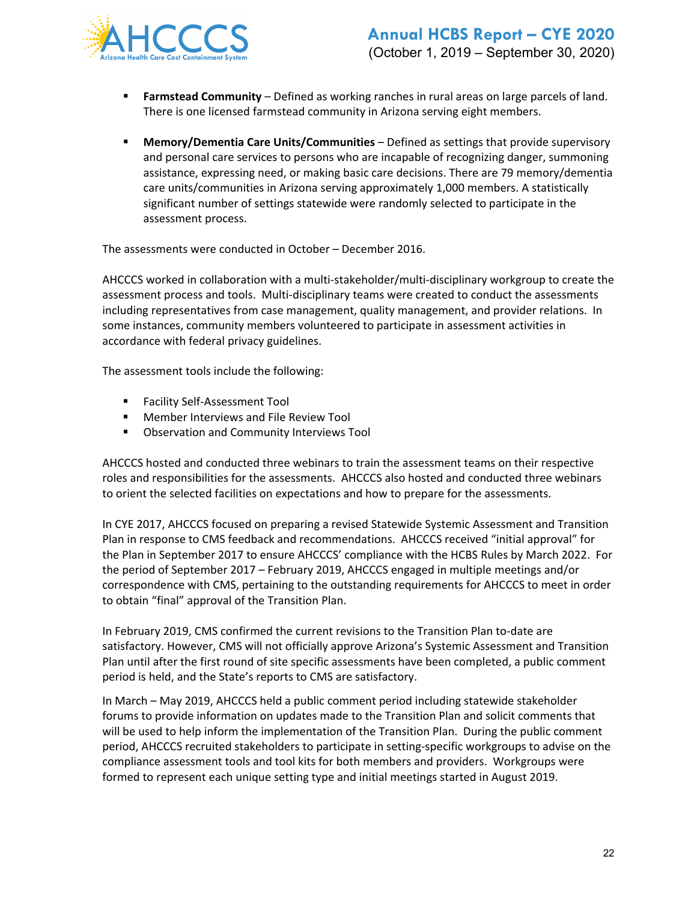- **Farmstead Community** – Defined as working ranches in rural areas on large parcels of land. There is one licensed farmstead community in Arizona serving eight members.

- **Memory/Dementia Care Units/Communities** – Defined as settings that provide supervisory and personal care services to persons who are incapable of recognizing danger, summoning assistance, expressing need, or making basic care decisions. There are 79 memory/dementia care units/communities in Arizona serving approximately 1,000 members. A statistically significant number of settings statewide were randomly selected to participate in the assessment process.

The assessments were conducted in October – December 2016.

AHCCCS worked in collaboration with a multi-stakeholder/multi-disciplinary workgroup to create the assessment process and tools. Multi-disciplinary teams were created to conduct the assessments including representatives from case management, quality management, and provider relations. In some instances, community members volunteered to participate in assessment activities in accordance with federal privacy guidelines.

The assessment tools include the following:

- Facility Self-Assessment Tool
- Member Interviews and File Review Tool
- Observation and Community Interviews Tool

AHCCCS hosted and conducted three webinars to train the assessment teams on their respective roles and responsibilities for the assessments. AHCCCS also hosted and conducted three webinars to orient the selected facilities on expectations and how to prepare for the assessments.

In CYE 2017, AHCCCS focused on preparing a revised Statewide Systemic Assessment and Transition Plan in response to CMS feedback and recommendations. AHCCCS received "initial approval" for the Plan in September 2017 to ensure AHCCCS' compliance with the HCBS Rules by March 2022. For the period of September 2017 – February 2019, AHCCCS engaged in multiple meetings and/or correspondence with CMS, pertaining to the outstanding requirements for AHCCCS to meet in order to obtain "final" approval of the Transition Plan.

In February 2019, CMS confirmed the current revisions to the Transition Plan to-date are satisfactory. However, CMS will not officially approve Arizona's Systemic Assessment and Transition Plan until after the first round of site specific assessments have been completed, a public comment period is held, and the State's reports to CMS are satisfactory.

In March – May 2019, AHCCCS held a public comment period including statewide stakeholder forums to provide information on updates made to the Transition Plan and solicit comments that will be used to help inform the implementation of the Transition Plan. During the public comment period, AHCCCS recruited stakeholders to participate in setting-specific workgroups to advise on the compliance assessment tools and tool kits for both members and providers. Workgroups were formed to represent each unique setting type and initial meetings started in August 2019.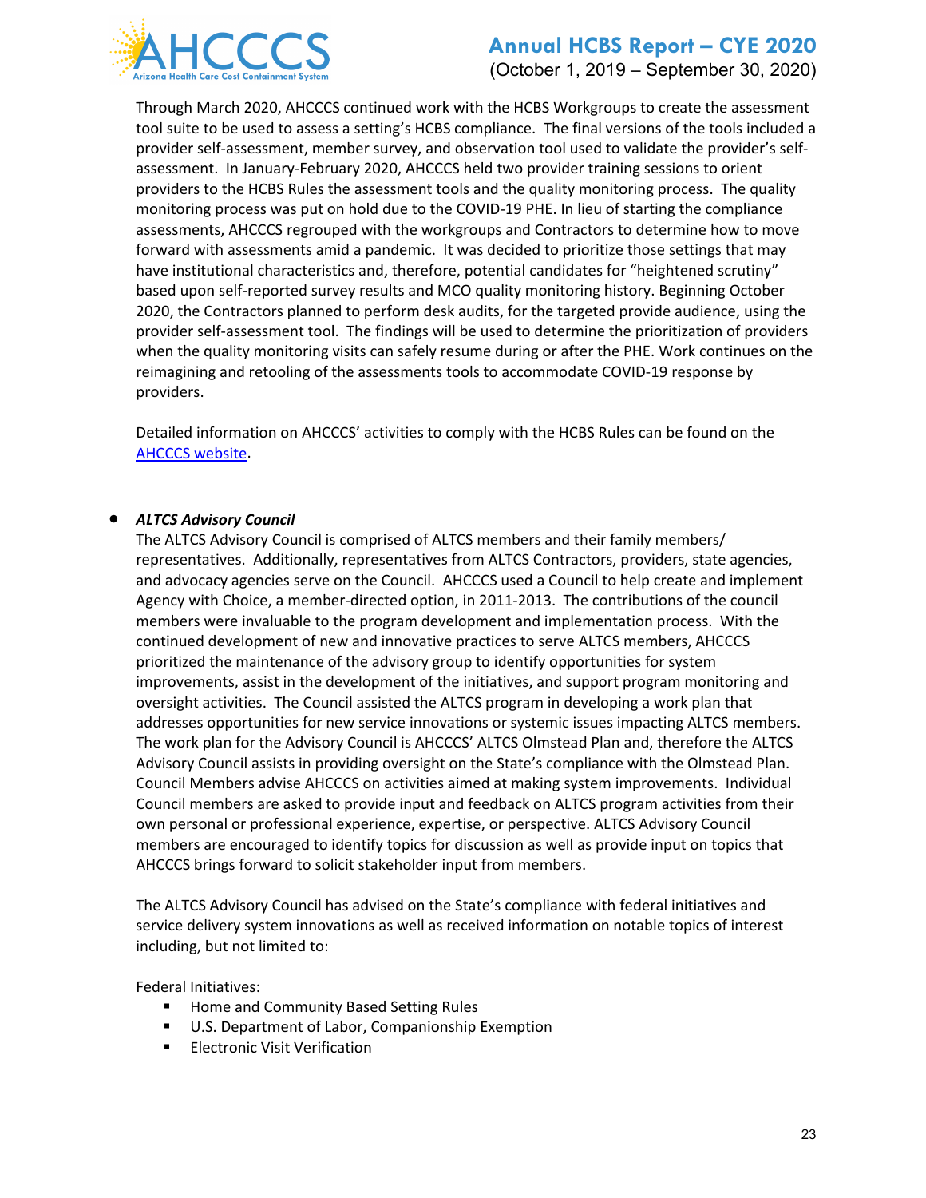Through March 2020, AHCCCS continued work with the HCBS Workgroups to create the assessment tool suite to be used to assess a setting's HCBS compliance. The final versions of the tools included a provider self-assessment, member survey, and observation tool used to validate the provider's self-assessment. In January-February 2020, AHCCCS held two provider training sessions to orient providers to the HCBS Rules the assessment tools and the quality monitoring process. The quality monitoring process was put on hold due to the COVID-19 PHE. In lieu of starting the compliance assessments, AHCCCS regrouped with the workgroups and Contractors to determine how to move forward with assessments amid a pandemic. It was decided to prioritize those settings that may have institutional characteristics and, therefore, potential candidates for "heightened scrutiny" based upon self-reported survey results and MCO quality monitoring history. Beginning October 2020, the Contractors planned to perform desk audits, for the targeted provide audience, using the provider self-assessment tool. The findings will be used to determine the prioritization of providers when the quality monitoring visits can safely resume during or after the PHE. Work continues on the reimagining and retooling of the assessments tools to accommodate COVID-19 response by providers.

Detailed information on AHCCCS' activities to comply with the HCBS Rules can be found on the [AHCCCS website](AHCCCS website).

- ***ALTCS Advisory Council***
  The ALTCS Advisory Council is comprised of ALTCS members and their family members/ representatives. Additionally, representatives from ALTCS Contractors, providers, state agencies, and advocacy agencies serve on the Council. AHCCCS used a Council to help create and implement Agency with Choice, a member-directed option, in 2011-2013. The contributions of the council members were invaluable to the program development and implementation process. With the continued development of new and innovative practices to serve ALTCS members, AHCCCS prioritized the maintenance of the advisory group to identify opportunities for system improvements, assist in the development of the initiatives, and support program monitoring and oversight activities. The Council assisted the ALTCS program in developing a work plan that addresses opportunities for new service innovations or systemic issues impacting ALTCS members. The work plan for the Advisory Council is AHCCCS' ALTCS Olmstead Plan and, therefore the ALTCS Advisory Council assists in providing oversight on the State's compliance with the Olmstead Plan. Council Members advise AHCCCS on activities aimed at making system improvements. Individual Council members are asked to provide input and feedback on ALTCS program activities from their own personal or professional experience, expertise, or perspective. ALTCS Advisory Council members are encouraged to identify topics for discussion as well as provide input on topics that AHCCCS brings forward to solicit stakeholder input from members.

  The ALTCS Advisory Council has advised on the State's compliance with federal initiatives and service delivery system innovations as well as received information on notable topics of interest including, but not limited to:

  Federal Initiatives:
  - Home and Community Based Setting Rules
  - U.S. Department of Labor, Companionship Exemption
  - Electronic Visit Verification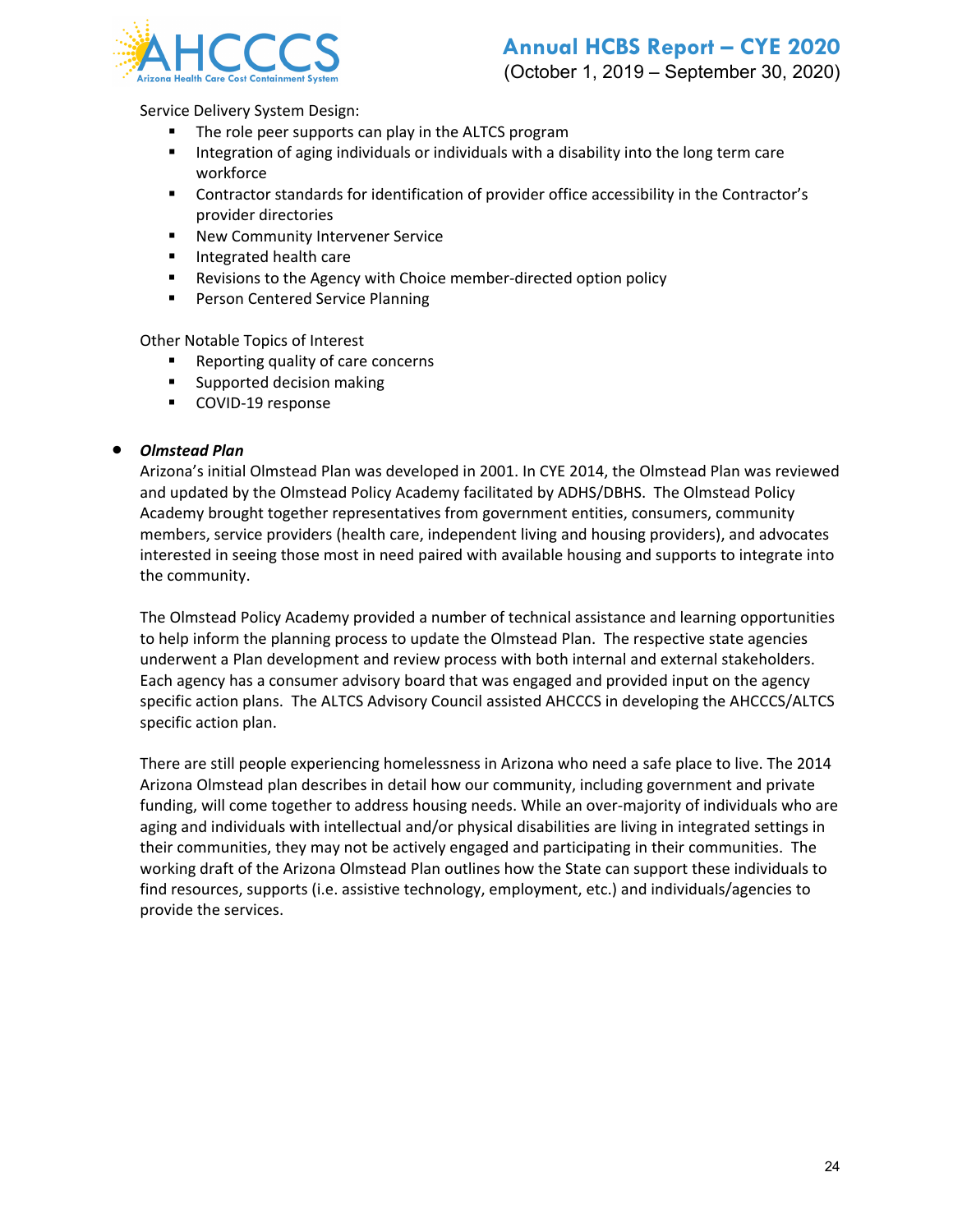Service Delivery System Design:

- The role peer supports can play in the ALTCS program
- Integration of aging individuals or individuals with a disability into the long term care workforce
- Contractor standards for identification of provider office accessibility in the Contractor's provider directories
- New Community Intervener Service
- Integrated health care
- Revisions to the Agency with Choice member-directed option policy
- Person Centered Service Planning

Other Notable Topics of Interest

- Reporting quality of care concerns
- Supported decision making
- COVID-19 response

- ***Olmstead Plan***

  Arizona's initial Olmstead Plan was developed in 2001. In CYE 2014, the Olmstead Plan was reviewed and updated by the Olmstead Policy Academy facilitated by ADHS/DBHS. The Olmstead Policy Academy brought together representatives from government entities, consumers, community members, service providers (health care, independent living and housing providers), and advocates interested in seeing those most in need paired with available housing and supports to integrate into the community.

  The Olmstead Policy Academy provided a number of technical assistance and learning opportunities to help inform the planning process to update the Olmstead Plan. The respective state agencies underwent a Plan development and review process with both internal and external stakeholders. Each agency has a consumer advisory board that was engaged and provided input on the agency specific action plans. The ALTCS Advisory Council assisted AHCCCS in developing the AHCCCS/ALTCS specific action plan.

  There are still people experiencing homelessness in Arizona who need a safe place to live. The 2014 Arizona Olmstead plan describes in detail how our community, including government and private funding, will come together to address housing needs. While an over-majority of individuals who are aging and individuals with intellectual and/or physical disabilities are living in integrated settings in their communities, they may not be actively engaged and participating in their communities. The working draft of the Arizona Olmstead Plan outlines how the State can support these individuals to find resources, supports (i.e. assistive technology, employment, etc.) and individuals/agencies to provide the services.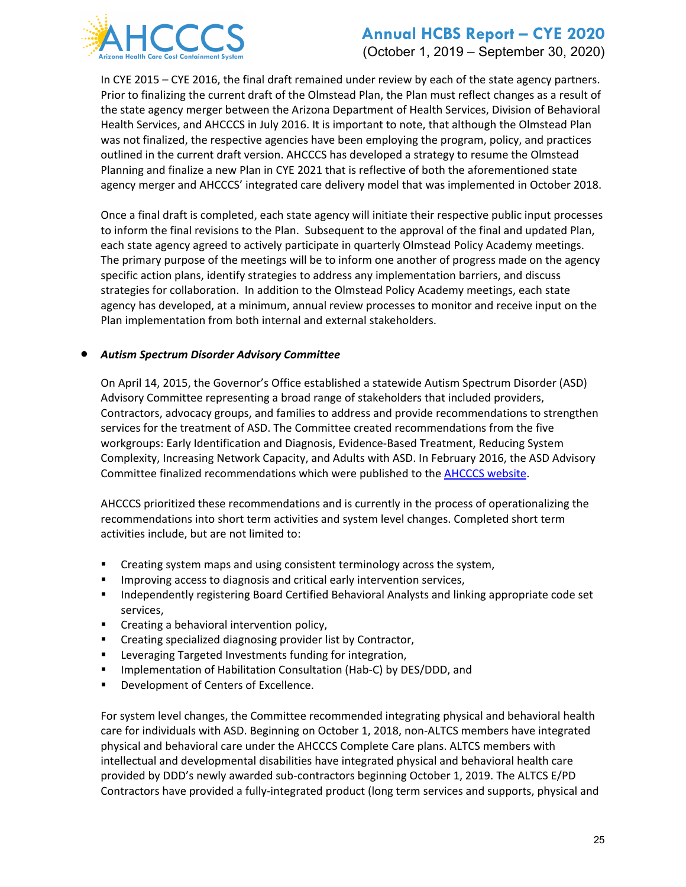In CYE 2015 – CYE 2016, the final draft remained under review by each of the state agency partners. Prior to finalizing the current draft of the Olmstead Plan, the Plan must reflect changes as a result of the state agency merger between the Arizona Department of Health Services, Division of Behavioral Health Services, and AHCCCS in July 2016. It is important to note, that although the Olmstead Plan was not finalized, the respective agencies have been employing the program, policy, and practices outlined in the current draft version. AHCCCS has developed a strategy to resume the Olmstead Planning and finalize a new Plan in CYE 2021 that is reflective of both the aforementioned state agency merger and AHCCCS' integrated care delivery model that was implemented in October 2018.

Once a final draft is completed, each state agency will initiate their respective public input processes to inform the final revisions to the Plan. Subsequent to the approval of the final and updated Plan, each state agency agreed to actively participate in quarterly Olmstead Policy Academy meetings. The primary purpose of the meetings will be to inform one another of progress made on the agency specific action plans, identify strategies to address any implementation barriers, and discuss strategies for collaboration. In addition to the Olmstead Policy Academy meetings, each state agency has developed, at a minimum, annual review processes to monitor and receive input on the Plan implementation from both internal and external stakeholders.

- ***Autism Spectrum Disorder Advisory Committee***

  On April 14, 2015, the Governor's Office established a statewide Autism Spectrum Disorder (ASD) Advisory Committee representing a broad range of stakeholders that included providers, Contractors, advocacy groups, and families to address and provide recommendations to strengthen services for the treatment of ASD. The Committee created recommendations from the five workgroups: Early Identification and Diagnosis, Evidence-Based Treatment, Reducing System Complexity, Increasing Network Capacity, and Adults with ASD. In February 2016, the ASD Advisory Committee finalized recommendations which were published to the AHCCCS website.

  AHCCCS prioritized these recommendations and is currently in the process of operationalizing the recommendations into short term activities and system level changes. Completed short term activities include, but are not limited to:

  - Creating system maps and using consistent terminology across the system,
  - Improving access to diagnosis and critical early intervention services,
  - Independently registering Board Certified Behavioral Analysts and linking appropriate code set services,
  - Creating a behavioral intervention policy,
  - Creating specialized diagnosing provider list by Contractor,
  - Leveraging Targeted Investments funding for integration,
  - Implementation of Habilitation Consultation (Hab-C) by DES/DDD, and
  - Development of Centers of Excellence.

  For system level changes, the Committee recommended integrating physical and behavioral health care for individuals with ASD. Beginning on October 1, 2018, non-ALTCS members have integrated physical and behavioral care under the AHCCCS Complete Care plans. ALTCS members with intellectual and developmental disabilities have integrated physical and behavioral health care provided by DDD's newly awarded sub-contractors beginning October 1, 2019. The ALTCS E/PD Contractors have provided a fully-integrated product (long term services and supports, physical and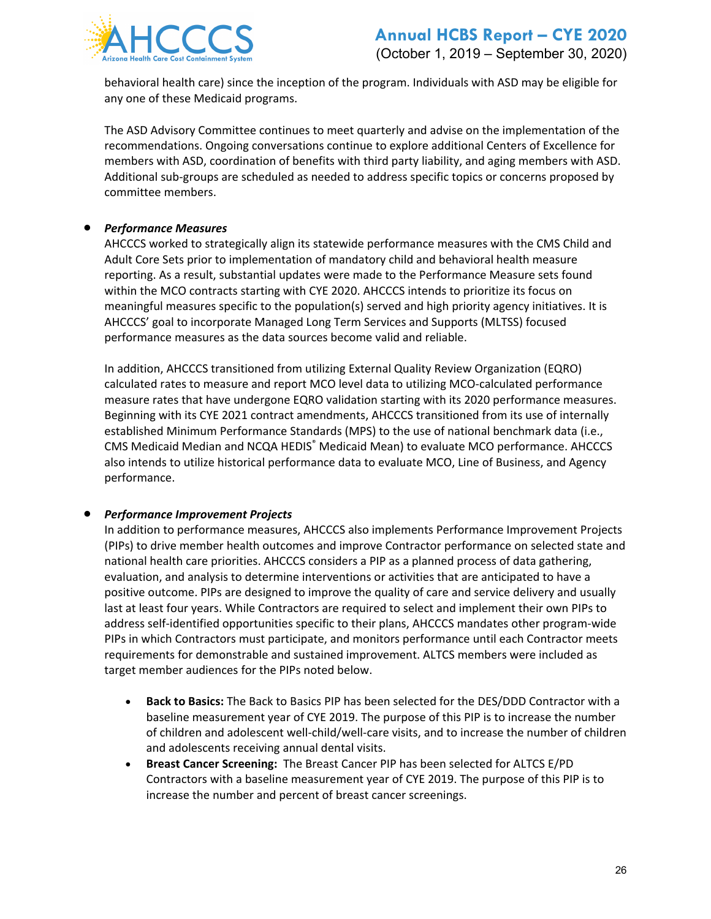behavioral health care) since the inception of the program. Individuals with ASD may be eligible for any one of these Medicaid programs.

The ASD Advisory Committee continues to meet quarterly and advise on the implementation of the recommendations. Ongoing conversations continue to explore additional Centers of Excellence for members with ASD, coordination of benefits with third party liability, and aging members with ASD. Additional sub-groups are scheduled as needed to address specific topics or concerns proposed by committee members.

- ***Performance Measures***

  AHCCCS worked to strategically align its statewide performance measures with the CMS Child and Adult Core Sets prior to implementation of mandatory child and behavioral health measure reporting. As a result, substantial updates were made to the Performance Measure sets found within the MCO contracts starting with CYE 2020. AHCCCS intends to prioritize its focus on meaningful measures specific to the population(s) served and high priority agency initiatives. It is AHCCCS' goal to incorporate Managed Long Term Services and Supports (MLTSS) focused performance measures as the data sources become valid and reliable.

  In addition, AHCCCS transitioned from utilizing External Quality Review Organization (EQRO) calculated rates to measure and report MCO level data to utilizing MCO-calculated performance measure rates that have undergone EQRO validation starting with its 2020 performance measures. Beginning with its CYE 2021 contract amendments, AHCCCS transitioned from its use of internally established Minimum Performance Standards (MPS) to the use of national benchmark data (i.e., CMS Medicaid Median and NCQA HEDIS® Medicaid Mean) to evaluate MCO performance. AHCCCS also intends to utilize historical performance data to evaluate MCO, Line of Business, and Agency performance.

- ***Performance Improvement Projects***

  In addition to performance measures, AHCCCS also implements Performance Improvement Projects (PIPs) to drive member health outcomes and improve Contractor performance on selected state and national health care priorities. AHCCCS considers a PIP as a planned process of data gathering, evaluation, and analysis to determine interventions or activities that are anticipated to have a positive outcome. PIPs are designed to improve the quality of care and service delivery and usually last at least four years. While Contractors are required to select and implement their own PIPs to address self-identified opportunities specific to their plans, AHCCCS mandates other program-wide PIPs in which Contractors must participate, and monitors performance until each Contractor meets requirements for demonstrable and sustained improvement. ALTCS members were included as target member audiences for the PIPs noted below.

  - **Back to Basics:** The Back to Basics PIP has been selected for the DES/DDD Contractor with a baseline measurement year of CYE 2019. The purpose of this PIP is to increase the number of children and adolescent well-child/well-care visits, and to increase the number of children and adolescents receiving annual dental visits.
  - **Breast Cancer Screening:** The Breast Cancer PIP has been selected for ALTCS E/PD Contractors with a baseline measurement year of CYE 2019. The purpose of this PIP is to increase the number and percent of breast cancer screenings.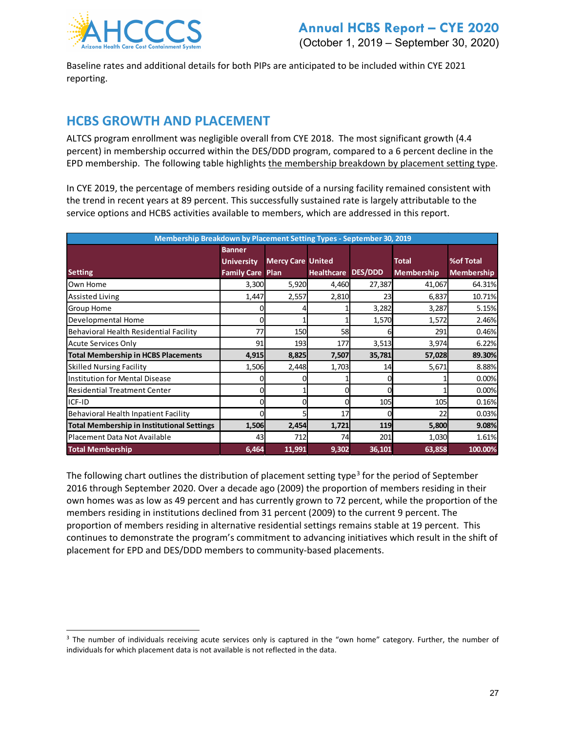Baseline rates and additional details for both PIPs are anticipated to be included within CYE 2021 reporting.

## HCBS GROWTH AND PLACEMENT

ALTCS program enrollment was negligible overall from CYE 2018. The most significant growth (4.4 percent) in membership occurred within the DES/DDD program, compared to a 6 percent decline in the EPD membership. The following table highlights the membership breakdown by placement setting type.

In CYE 2019, the percentage of members residing outside of a nursing facility remained consistent with the trend in recent years at 89 percent. This successfully sustained rate is largely attributable to the service options and HCBS activities available to members, which are addressed in this report.

| Membership Breakdown by Placement Setting Types - September 30, 2019 | | | | | | |
|---|---|---|---|---|---|---|
| **Setting** | **Banner University Family Care** | **Mercy Care Plan** | **United Healthcare** | **DES/DDD** | **Total Membership** | **%of Total Membership** |
| Own Home | 3,300 | 5,920 | 4,460 | 27,387 | 41,067 | 64.31% |
| Assisted Living | 1,447 | 2,557 | 2,810 | 23 | 6,837 | 10.71% |
| Group Home | 0 | 4 | 1 | 3,282 | 3,287 | 5.15% |
| Developmental Home | 0 | 1 | 1 | 1,570 | 1,572 | 2.46% |
| Behavioral Health Residential Facility | 77 | 150 | 58 | 6 | 291 | 0.46% |
| Acute Services Only | 91 | 193 | 177 | 3,513 | 3,974 | 6.22% |
| **Total Membership in HCBS Placements** | **4,915** | **8,825** | **7,507** | **35,781** | **57,028** | **89.30%** |
| Skilled Nursing Facility | 1,506 | 2,448 | 1,703 | 14 | 5,671 | 8.88% |
| Institution for Mental Disease | 0 | 0 | 1 | 0 | 1 | 0.00% |
| Residential Treatment Center | 0 | 1 | 0 | 0 | 1 | 0.00% |
| ICF-ID | 0 | 0 | 0 | 105 | 105 | 0.16% |
| Behavioral Health Inpatient Facility | 0 | 5 | 17 | 0 | 22 | 0.03% |
| **Total Membership in Institutional Settings** | **1,506** | **2,454** | **1,721** | **119** | **5,800** | **9.08%** |
| Placement Data Not Available | 43 | 712 | 74 | 201 | 1,030 | 1.61% |
| **Total Membership** | **6,464** | **11,991** | **9,302** | **36,101** | **63,858** | **100.00%** |

The following chart outlines the distribution of placement setting type[3] for the period of September 2016 through September 2020. Over a decade ago (2009) the proportion of members residing in their own homes was as low as 49 percent and has currently grown to 72 percent, while the proportion of the members residing in institutions declined from 31 percent (2009) to the current 9 percent. The proportion of members residing in alternative residential settings remains stable at 19 percent. This continues to demonstrate the program's commitment to advancing initiatives which result in the shift of placement for EPD and DES/DDD members to community-based placements.

[3] The number of individuals receiving acute services only is captured in the "own home" category. Further, the number of individuals for which placement data is not available is not reflected in the data.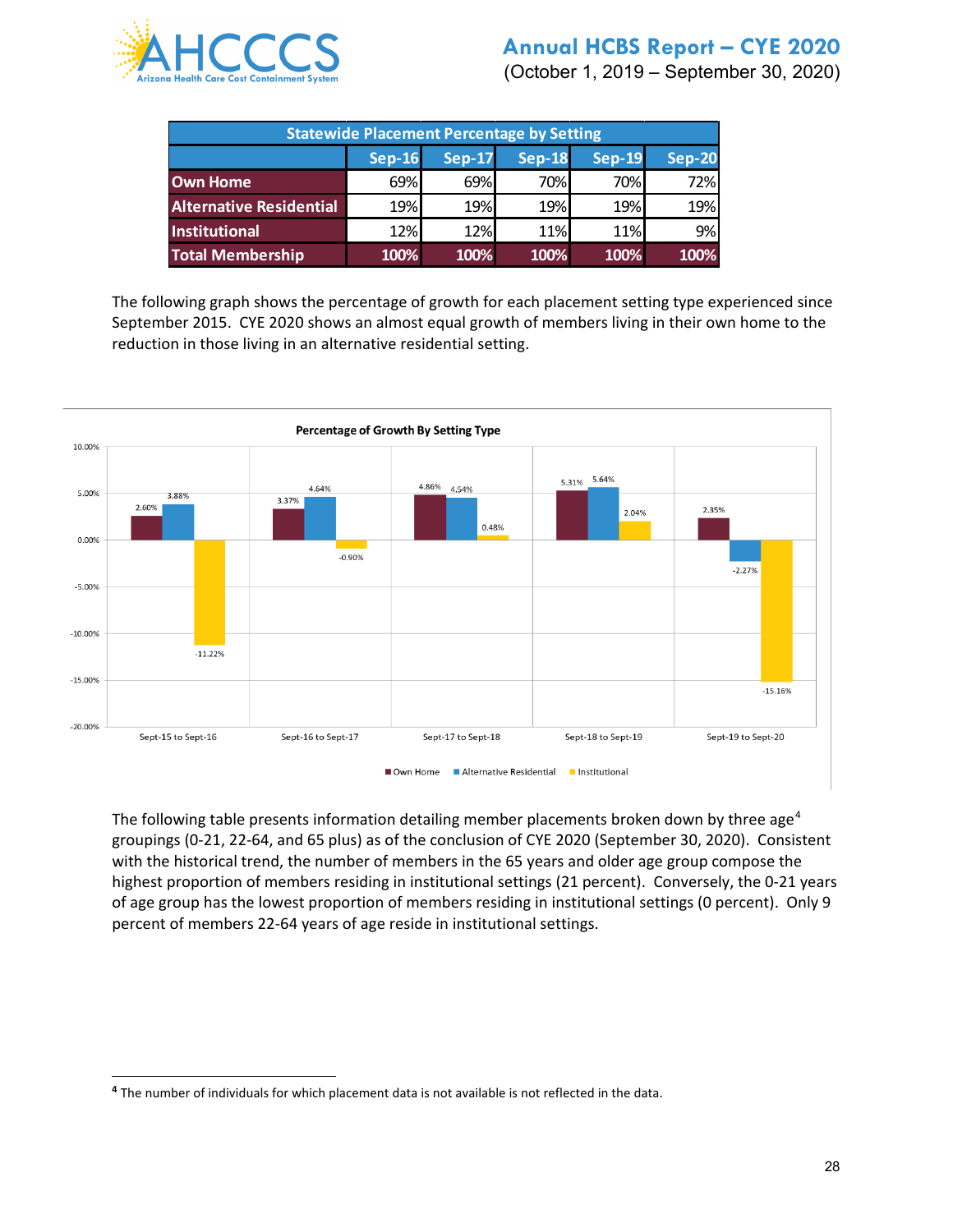| Statewide Placement Percentage by Setting | | | | | |
|---|---|---|---|---|---|
| | Sep-16 | Sep-17 | Sep-18 | Sep-19 | Sep-20 |
| **Own Home** | 69% | 69% | 70% | 70% | 72% |
| **Alternative Residential** | 19% | 19% | 19% | 19% | 19% |
| **Institutional** | 12% | 12% | 11% | 11% | 9% |
| **Total Membership** | **100%** | **100%** | **100%** | **100%** | **100%** |

The following graph shows the percentage of growth for each placement setting type experienced since September 2015. CYE 2020 shows an almost equal growth of members living in their own home to the reduction in those living in an alternative residential setting.

**Percentage of Growth By Setting Type**

| | Own Home | Alternative Residential | Institutional |
|---|---|---|---|
| Sept-15 to Sept-16 | 2.60% | 3.88% | -11.22% |
| Sept-16 to Sept-17 | 3.37% | 4.64% | -0.90% |
| Sept-17 to Sept-18 | 4.86% | 4.54% | 0.48% |
| Sept-18 to Sept-19 | 5.31% | 5.64% | 2.04% |
| Sept-19 to Sept-20 | 2.35% | -2.27% | -15.16% |

The following table presents information detailing member placements broken down by three age[4] groupings (0-21, 22-64, and 65 plus) as of the conclusion of CYE 2020 (September 30, 2020). Consistent with the historical trend, the number of members in the 65 years and older age group compose the highest proportion of members residing in institutional settings (21 percent). Conversely, the 0-21 years of age group has the lowest proportion of members residing in institutional settings (0 percent). Only 9 percent of members 22-64 years of age reside in institutional settings.

[4] The number of individuals for which placement data is not available is not reflected in the data.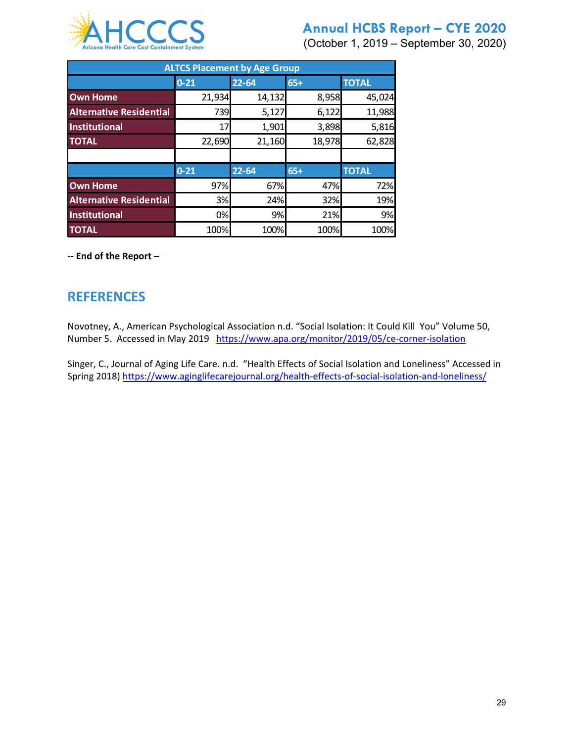| ALTCS Placement by Age Group | | | | |
|---|---|---|---|---|
| | 0-21 | 22-64 | 65+ | TOTAL |
| Own Home | 21,934 | 14,132 | 8,958 | 45,024 |
| Alternative Residential | 739 | 5,127 | 6,122 | 11,988 |
| Institutional | 17 | 1,901 | 3,898 | 5,816 |
| TOTAL | 22,690 | 21,160 | 18,978 | 62,828 |
| | | | | |
| | 0-21 | 22-64 | 65+ | TOTAL |
| Own Home | 97% | 67% | 47% | 72% |
| Alternative Residential | 3% | 24% | 32% | 19% |
| Institutional | 0% | 9% | 21% | 9% |
| TOTAL | 100% | 100% | 100% | 100% |

**-- End of the Report –**

## REFERENCES

Novotney, A., American Psychological Association n.d. "Social Isolation: It Could Kill You" Volume 50, Number 5. Accessed in May 2019 https://www.apa.org/monitor/2019/05/ce-corner-isolation

Singer, C., Journal of Aging Life Care. n.d. "Health Effects of Social Isolation and Loneliness" Accessed in Spring 2018) https://www.aginglifecarejournal.org/health-effects-of-social-isolation-and-loneliness/